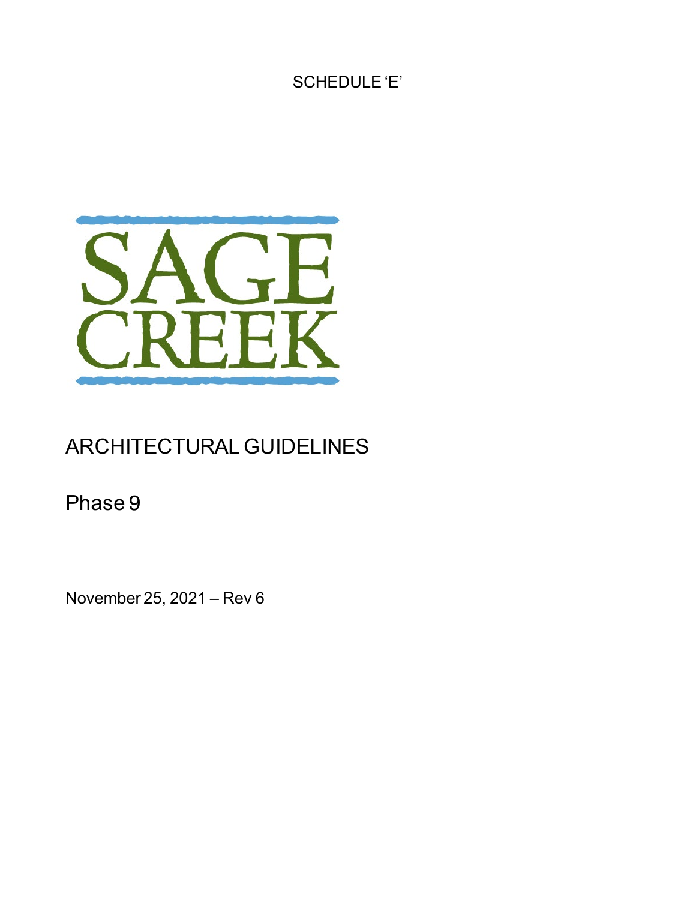SCHEDULE 'E'

SAGE CREEK

# ARCHITECTURAL GUIDELINES

## Phase 9

November 25, 2021 – Rev 6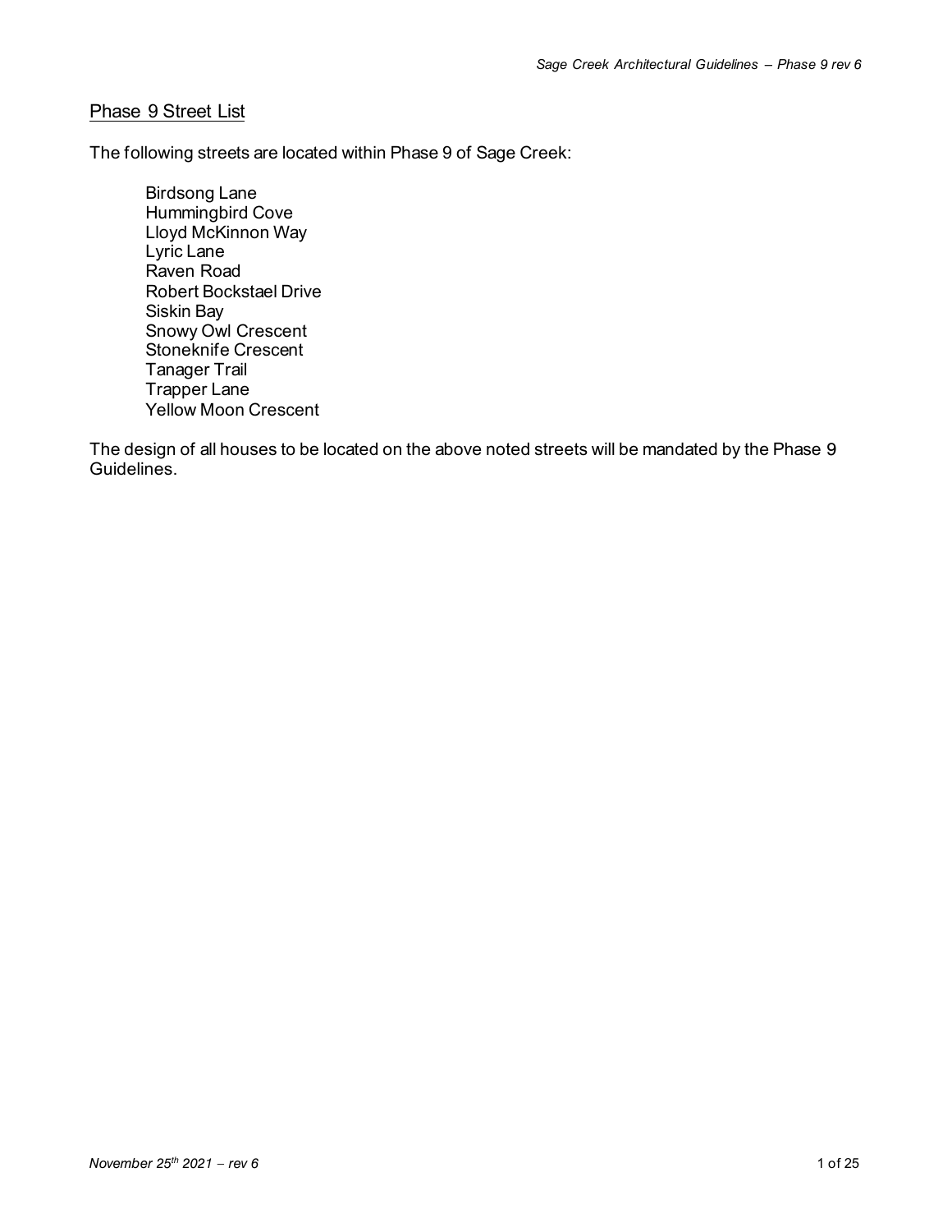## Phase 9 Street List

The following streets are located within Phase 9 of Sage Creek:

- Birdsong Lane
- Hummingbird Cove
- Lloyd McKinnon Way
- Lyric Lane
- Raven Road
- Robert Bockstael Drive
- Siskin Bay
- Snowy Owl Crescent
- Stoneknife Crescent
- Tanager Trail
- Trapper Lane
- Yellow Moon Crescent

The design of all houses to be located on the above noted streets will be mandated by the Phase 9 Guidelines.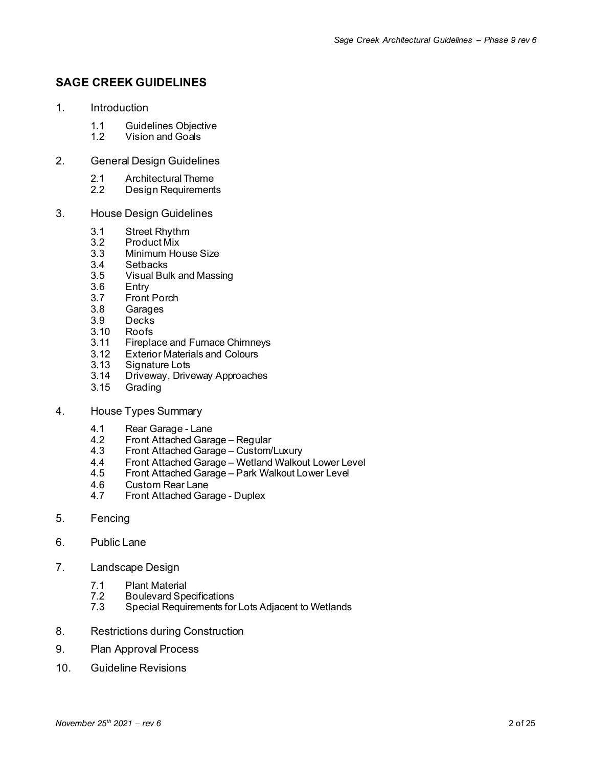## SAGE CREEK GUIDELINES

1. Introduction
   - 1.1 Guidelines Objective
   - 1.2 Vision and Goals

2. General Design Guidelines
   - 2.1 Architectural Theme
   - 2.2 Design Requirements

3. House Design Guidelines
   - 3.1 Street Rhythm
   - 3.2 Product Mix
   - 3.3 Minimum House Size
   - 3.4 Setbacks
   - 3.5 Visual Bulk and Massing
   - 3.6 Entry
   - 3.7 Front Porch
   - 3.8 Garages
   - 3.9 Decks
   - 3.10 Roofs
   - 3.11 Fireplace and Furnace Chimneys
   - 3.12 Exterior Materials and Colours
   - 3.13 Signature Lots
   - 3.14 Driveway, Driveway Approaches
   - 3.15 Grading

4. House Types Summary
   - 4.1 Rear Garage - Lane
   - 4.2 Front Attached Garage – Regular
   - 4.3 Front Attached Garage – Custom/Luxury
   - 4.4 Front Attached Garage – Wetland Walkout Lower Level
   - 4.5 Front Attached Garage – Park Walkout Lower Level
   - 4.6 Custom Rear Lane
   - 4.7 Front Attached Garage - Duplex

5. Fencing

6. Public Lane

7. Landscape Design
   - 7.1 Plant Material
   - 7.2 Boulevard Specifications
   - 7.3 Special Requirements for Lots Adjacent to Wetlands

8. Restrictions during Construction

9. Plan Approval Process

10. Guideline Revisions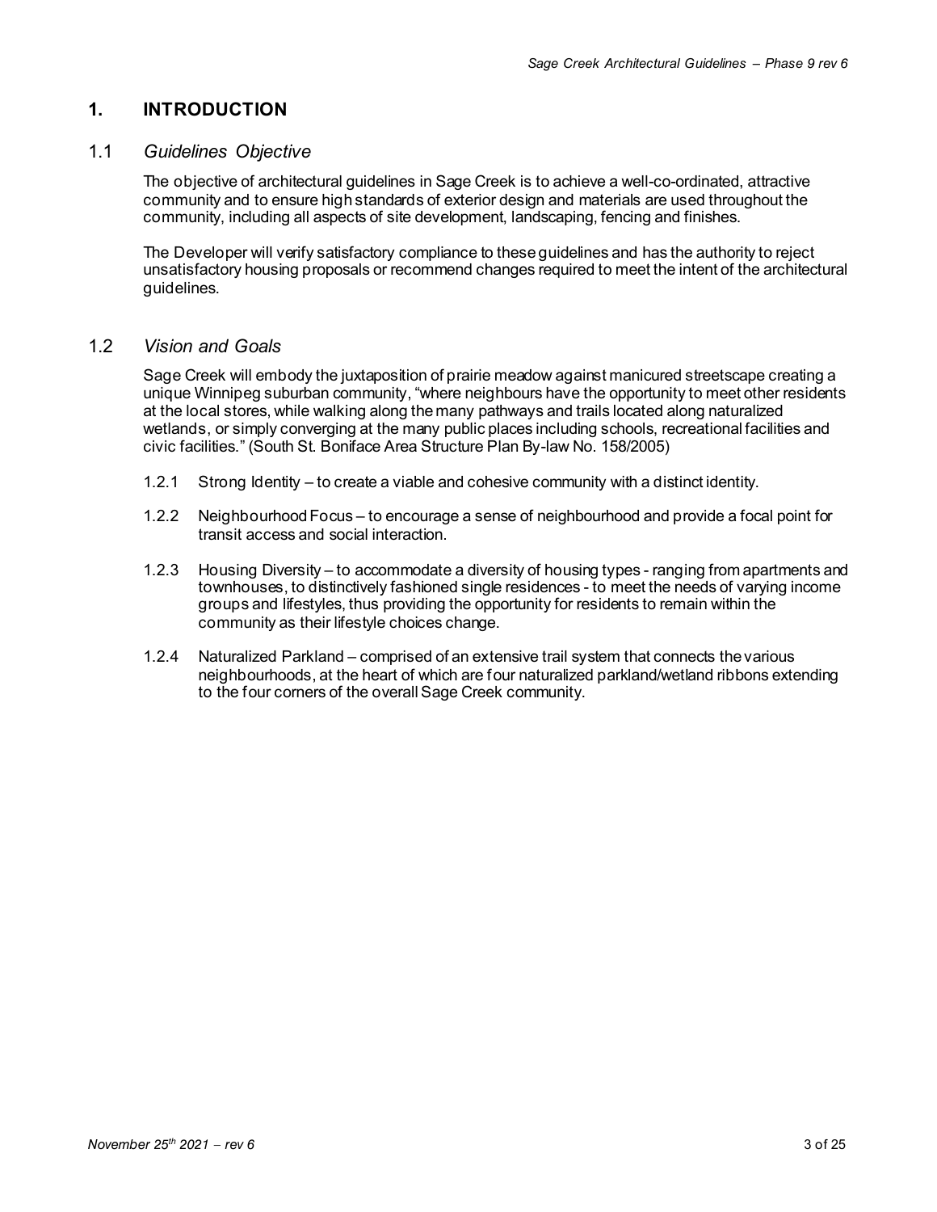# 1. INTRODUCTION

## 1.1 *Guidelines Objective*

The objective of architectural guidelines in Sage Creek is to achieve a well-co-ordinated, attractive community and to ensure high standards of exterior design and materials are used throughout the community, including all aspects of site development, landscaping, fencing and finishes.

The Developer will verify satisfactory compliance to these guidelines and has the authority to reject unsatisfactory housing proposals or recommend changes required to meet the intent of the architectural guidelines.

## 1.2 *Vision and Goals*

Sage Creek will embody the juxtaposition of prairie meadow against manicured streetscape creating a unique Winnipeg suburban community, "where neighbours have the opportunity to meet other residents at the local stores, while walking along the many pathways and trails located along naturalized wetlands, or simply converging at the many public places including schools, recreational facilities and civic facilities." (South St. Boniface Area Structure Plan By-law No. 158/2005)

1.2.1 Strong Identity – to create a viable and cohesive community with a distinct identity.

1.2.2 Neighbourhood Focus – to encourage a sense of neighbourhood and provide a focal point for transit access and social interaction.

1.2.3 Housing Diversity – to accommodate a diversity of housing types - ranging from apartments and townhouses, to distinctively fashioned single residences - to meet the needs of varying income groups and lifestyles, thus providing the opportunity for residents to remain within the community as their lifestyle choices change.

1.2.4 Naturalized Parkland – comprised of an extensive trail system that connects the various neighbourhoods, at the heart of which are four naturalized parkland/wetland ribbons extending to the four corners of the overall Sage Creek community.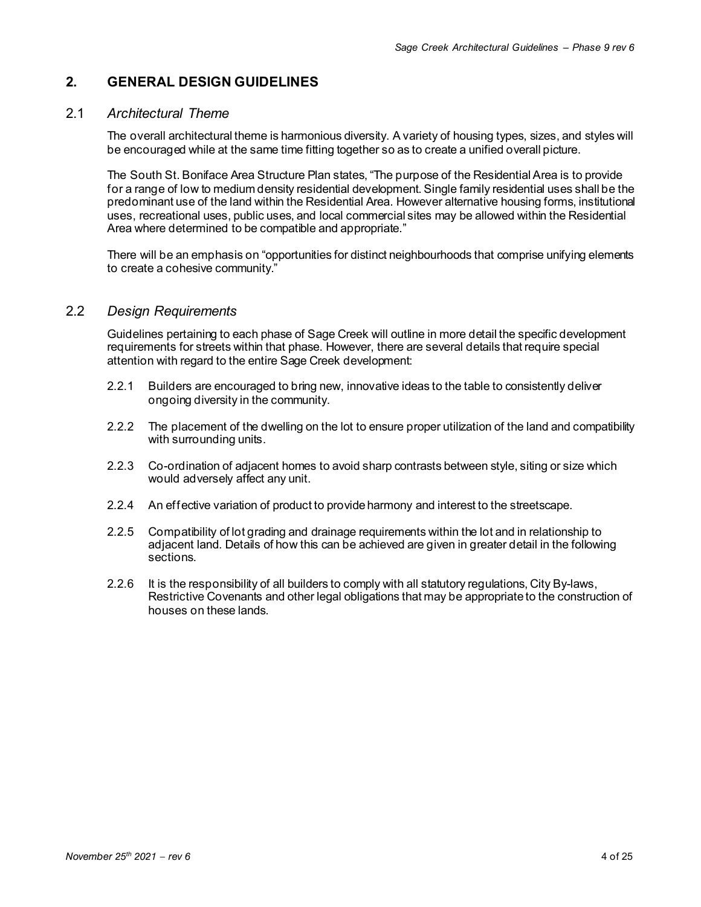## 2. GENERAL DESIGN GUIDELINES

### 2.1 *Architectural Theme*

The overall architectural theme is harmonious diversity. A variety of housing types, sizes, and styles will be encouraged while at the same time fitting together so as to create a unified overall picture.

The South St. Boniface Area Structure Plan states, "The purpose of the Residential Area is to provide for a range of low to medium density residential development. Single family residential uses shall be the predominant use of the land within the Residential Area. However alternative housing forms, institutional uses, recreational uses, public uses, and local commercial sites may be allowed within the Residential Area where determined to be compatible and appropriate."

There will be an emphasis on "opportunities for distinct neighbourhoods that comprise unifying elements to create a cohesive community."

### 2.2 *Design Requirements*

Guidelines pertaining to each phase of Sage Creek will outline in more detail the specific development requirements for streets within that phase. However, there are several details that require special attention with regard to the entire Sage Creek development:

2.2.1 Builders are encouraged to bring new, innovative ideas to the table to consistently deliver ongoing diversity in the community.

2.2.2 The placement of the dwelling on the lot to ensure proper utilization of the land and compatibility with surrounding units.

2.2.3 Co-ordination of adjacent homes to avoid sharp contrasts between style, siting or size which would adversely affect any unit.

2.2.4 An effective variation of product to provide harmony and interest to the streetscape.

2.2.5 Compatibility of lot grading and drainage requirements within the lot and in relationship to adjacent land. Details of how this can be achieved are given in greater detail in the following sections.

2.2.6 It is the responsibility of all builders to comply with all statutory regulations, City By-laws, Restrictive Covenants and other legal obligations that may be appropriate to the construction of houses on these lands.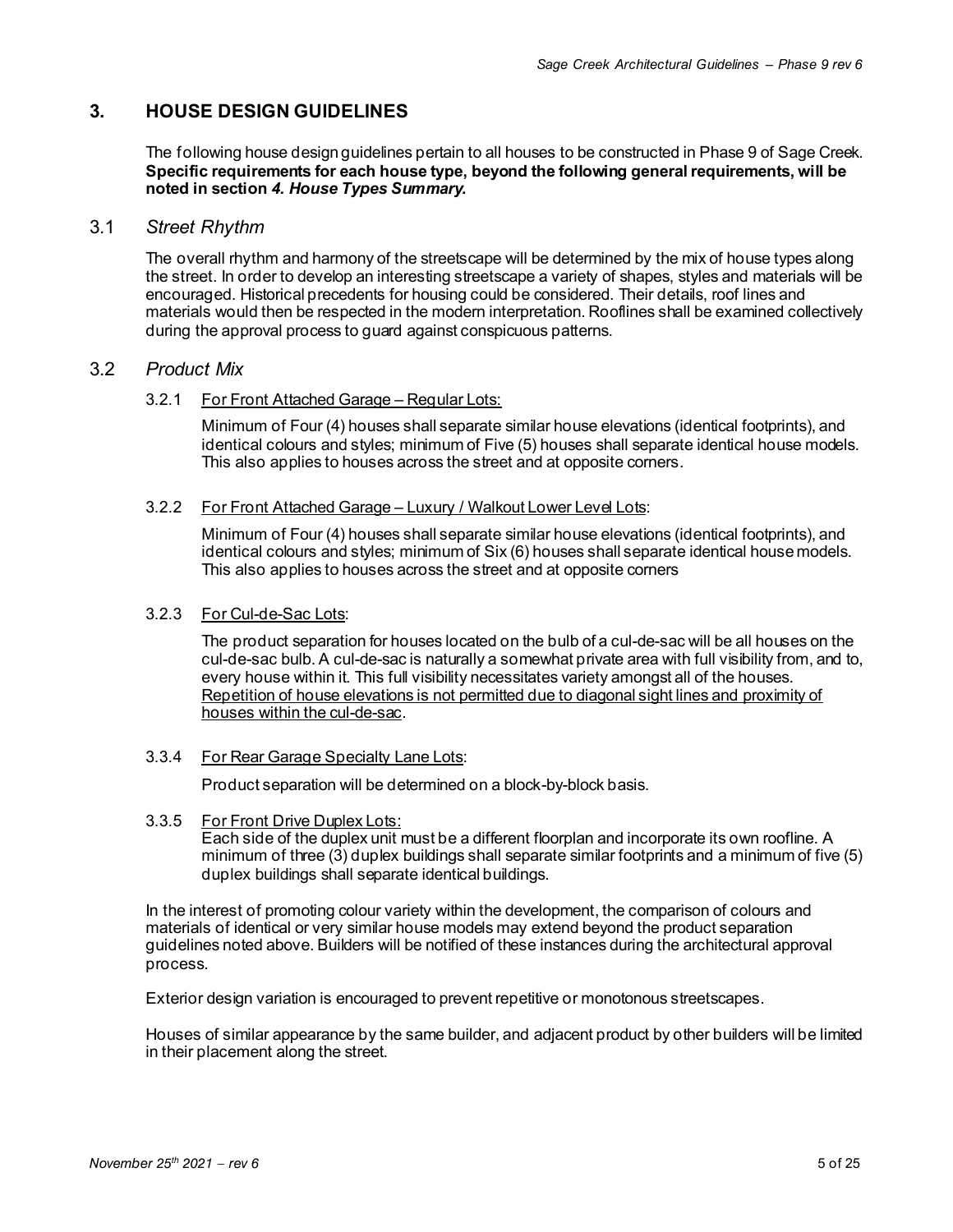## 3. HOUSE DESIGN GUIDELINES

The following house design guidelines pertain to all houses to be constructed in Phase 9 of Sage Creek. **Specific requirements for each house type, beyond the following general requirements, will be noted in section *4. House Types Summary*.**

### 3.1 *Street Rhythm*

The overall rhythm and harmony of the streetscape will be determined by the mix of house types along the street. In order to develop an interesting streetscape a variety of shapes, styles and materials will be encouraged. Historical precedents for housing could be considered. Their details, roof lines and materials would then be respected in the modern interpretation. Rooflines shall be examined collectively during the approval process to guard against conspicuous patterns.

### 3.2 *Product Mix*

3.2.1 For Front Attached Garage – Regular Lots:

Minimum of Four (4) houses shall separate similar house elevations (identical footprints), and identical colours and styles; minimum of Five (5) houses shall separate identical house models. This also applies to houses across the street and at opposite corners.

3.2.2 For Front Attached Garage – Luxury / Walkout Lower Level Lots:

Minimum of Four (4) houses shall separate similar house elevations (identical footprints), and identical colours and styles; minimum of Six (6) houses shall separate identical house models. This also applies to houses across the street and at opposite corners

3.2.3 For Cul-de-Sac Lots:

The product separation for houses located on the bulb of a cul-de-sac will be all houses on the cul-de-sac bulb. A cul-de-sac is naturally a somewhat private area with full visibility from, and to, every house within it. This full visibility necessitates variety amongst all of the houses. Repetition of house elevations is not permitted due to diagonal sight lines and proximity of houses within the cul-de-sac.

3.3.4 For Rear Garage Specialty Lane Lots:

Product separation will be determined on a block-by-block basis.

3.3.5 For Front Drive Duplex Lots:

Each side of the duplex unit must be a different floorplan and incorporate its own roofline. A minimum of three (3) duplex buildings shall separate similar footprints and a minimum of five (5) duplex buildings shall separate identical buildings.

In the interest of promoting colour variety within the development, the comparison of colours and materials of identical or very similar house models may extend beyond the product separation guidelines noted above. Builders will be notified of these instances during the architectural approval process.

Exterior design variation is encouraged to prevent repetitive or monotonous streetscapes.

Houses of similar appearance by the same builder, and adjacent product by other builders will be limited in their placement along the street.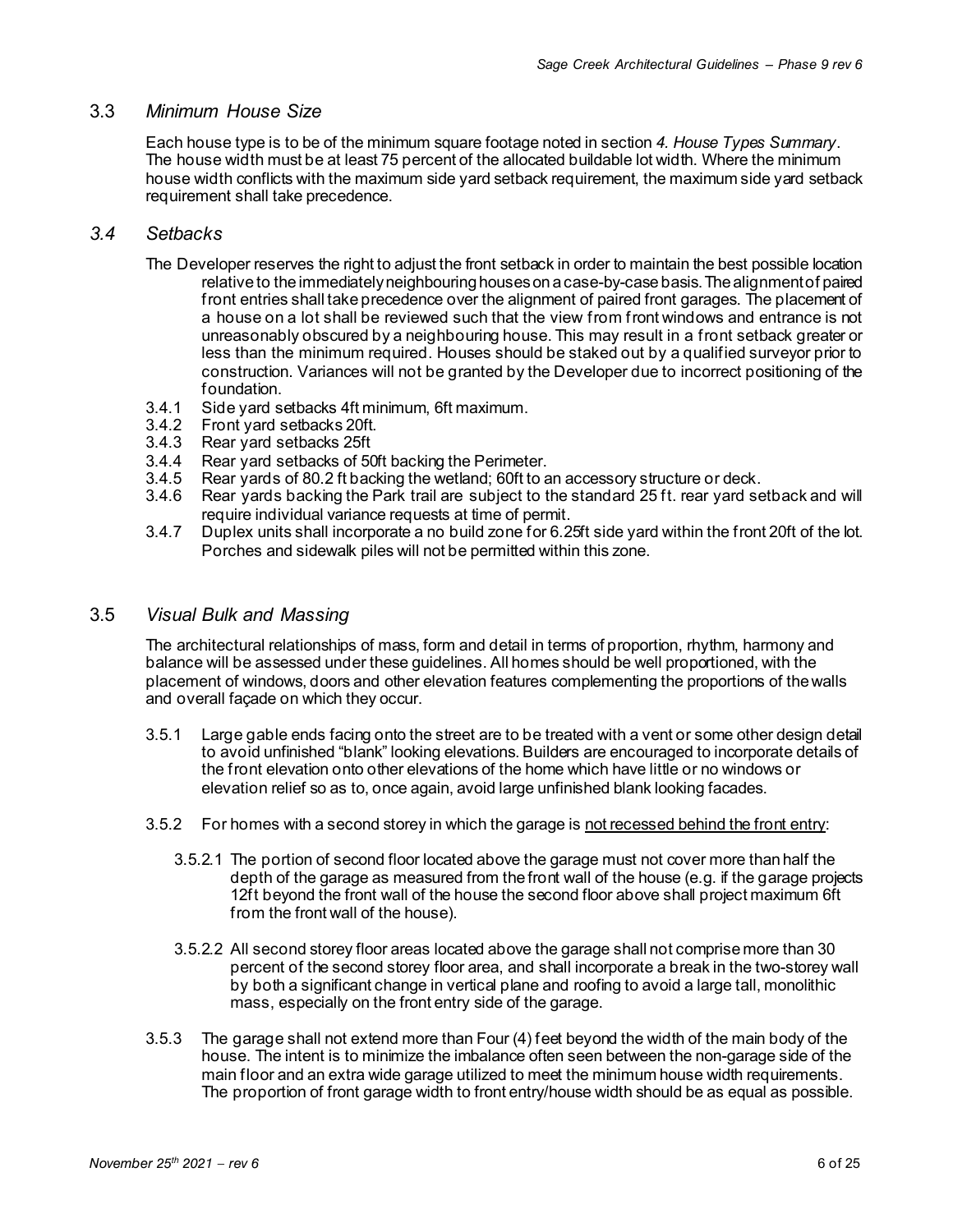## 3.3 *Minimum House Size*

Each house type is to be of the minimum square footage noted in section *4. House Types Summary*. The house width must be at least 75 percent of the allocated buildable lot width. Where the minimum house width conflicts with the maximum side yard setback requirement, the maximum side yard setback requirement shall take precedence.

## *3.4 Setbacks*

The Developer reserves the right to adjust the front setback in order to maintain the best possible location relative to the immediately neighbouring houses on a case-by-case basis. The alignment of paired front entries shall take precedence over the alignment of paired front garages. The placement of a house on a lot shall be reviewed such that the view from front windows and entrance is not unreasonably obscured by a neighbouring house. This may result in a front setback greater or less than the minimum required. Houses should be staked out by a qualified surveyor prior to construction. Variances will not be granted by the Developer due to incorrect positioning of the foundation.

- 3.4.1 Side yard setbacks 4ft minimum, 6ft maximum.
- 3.4.2 Front yard setbacks 20ft.
- 3.4.3 Rear yard setbacks 25ft
- 3.4.4 Rear yard setbacks of 50ft backing the Perimeter.
- 3.4.5 Rear yards of 80.2 ft backing the wetland; 60ft to an accessory structure or deck.
- 3.4.6 Rear yards backing the Park trail are subject to the standard 25 ft. rear yard setback and will require individual variance requests at time of permit.
- 3.4.7 Duplex units shall incorporate a no build zone for 6.25ft side yard within the front 20ft of the lot. Porches and sidewalk piles will not be permitted within this zone.

## 3.5 *Visual Bulk and Massing*

The architectural relationships of mass, form and detail in terms of proportion, rhythm, harmony and balance will be assessed under these guidelines. All homes should be well proportioned, with the placement of windows, doors and other elevation features complementing the proportions of the walls and overall façade on which they occur.

3.5.1 Large gable ends facing onto the street are to be treated with a vent or some other design detail to avoid unfinished "blank" looking elevations. Builders are encouraged to incorporate details of the front elevation onto other elevations of the home which have little or no windows or elevation relief so as to, once again, avoid large unfinished blank looking facades.

3.5.2 For homes with a second storey in which the garage is <u>not recessed behind the front entry</u>:

3.5.2.1 The portion of second floor located above the garage must not cover more than half the depth of the garage as measured from the front wall of the house (e.g. if the garage projects 12ft beyond the front wall of the house the second floor above shall project maximum 6ft from the front wall of the house).

3.5.2.2 All second storey floor areas located above the garage shall not comprise more than 30 percent of the second storey floor area, and shall incorporate a break in the two-storey wall by both a significant change in vertical plane and roofing to avoid a large tall, monolithic mass, especially on the front entry side of the garage.

3.5.3 The garage shall not extend more than Four (4) feet beyond the width of the main body of the house. The intent is to minimize the imbalance often seen between the non-garage side of the main floor and an extra wide garage utilized to meet the minimum house width requirements. The proportion of front garage width to front entry/house width should be as equal as possible.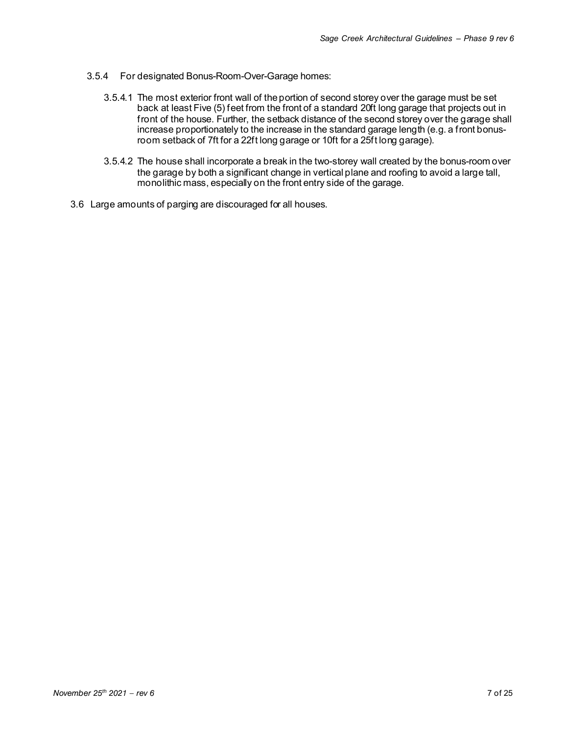3.5.4 For designated Bonus-Room-Over-Garage homes:

3.5.4.1 The most exterior front wall of the portion of second storey over the garage must be set back at least Five (5) feet from the front of a standard 20ft long garage that projects out in front of the house. Further, the setback distance of the second storey over the garage shall increase proportionately to the increase in the standard garage length (e.g. a front bonus-room setback of 7ft for a 22ft long garage or 10ft for a 25ft long garage).

3.5.4.2 The house shall incorporate a break in the two-storey wall created by the bonus-room over the garage by both a significant change in vertical plane and roofing to avoid a large tall, monolithic mass, especially on the front entry side of the garage.

3.6 Large amounts of parging are discouraged for all houses.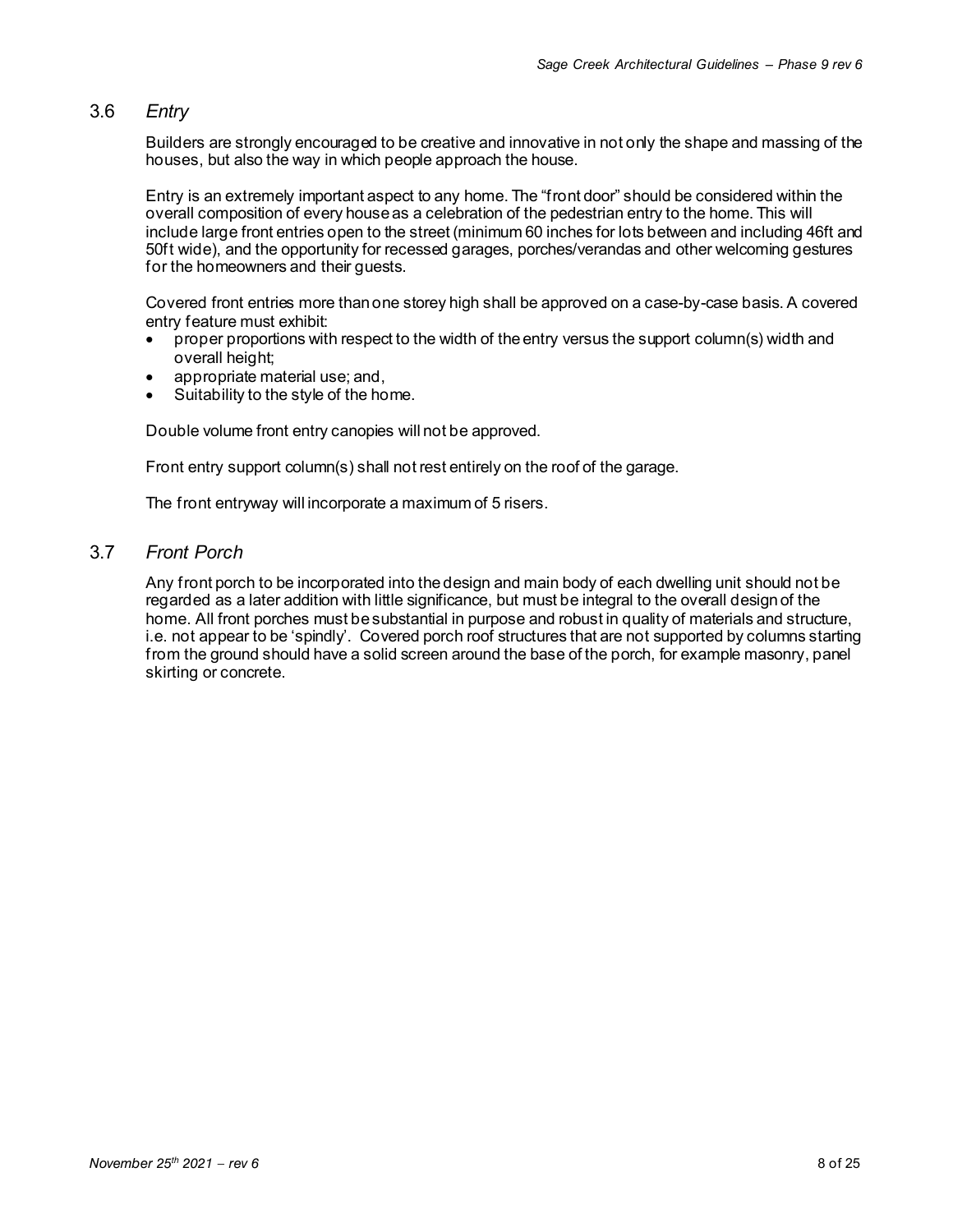## 3.6 *Entry*

Builders are strongly encouraged to be creative and innovative in not only the shape and massing of the houses, but also the way in which people approach the house.

Entry is an extremely important aspect to any home. The "front door" should be considered within the overall composition of every house as a celebration of the pedestrian entry to the home. This will include large front entries open to the street (minimum 60 inches for lots between and including 46ft and 50ft wide), and the opportunity for recessed garages, porches/verandas and other welcoming gestures for the homeowners and their guests.

Covered front entries more than one storey high shall be approved on a case-by-case basis. A covered entry feature must exhibit:

- proper proportions with respect to the width of the entry versus the support column(s) width and overall height;
- appropriate material use; and,
- Suitability to the style of the home.

Double volume front entry canopies will not be approved.

Front entry support column(s) shall not rest entirely on the roof of the garage.

The front entryway will incorporate a maximum of 5 risers.

## 3.7 *Front Porch*

Any front porch to be incorporated into the design and main body of each dwelling unit should not be regarded as a later addition with little significance, but must be integral to the overall design of the home. All front porches must be substantial in purpose and robust in quality of materials and structure, i.e. not appear to be 'spindly'. Covered porch roof structures that are not supported by columns starting from the ground should have a solid screen around the base of the porch, for example masonry, panel skirting or concrete.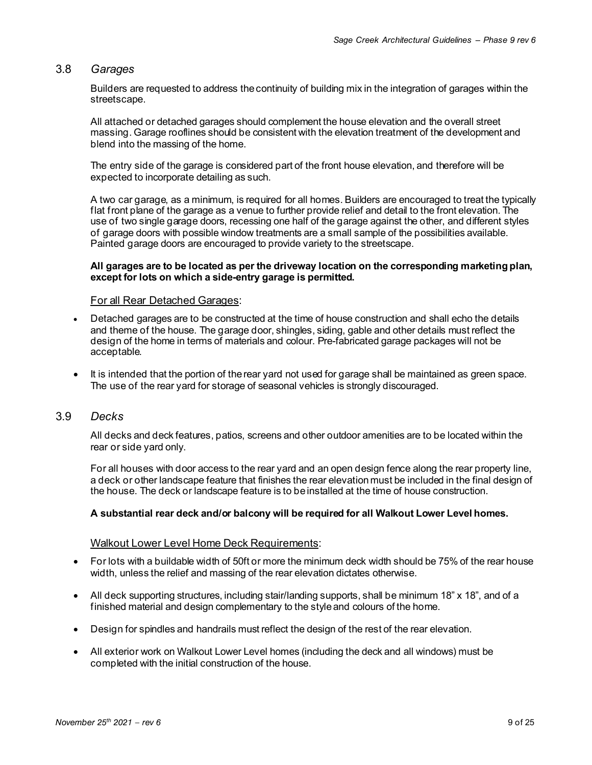### 3.8 *Garages*

Builders are requested to address the continuity of building mix in the integration of garages within the streetscape.

All attached or detached garages should complement the house elevation and the overall street massing. Garage rooflines should be consistent with the elevation treatment of the development and blend into the massing of the home.

The entry side of the garage is considered part of the front house elevation, and therefore will be expected to incorporate detailing as such.

A two car garage, as a minimum, is required for all homes. Builders are encouraged to treat the typically flat front plane of the garage as a venue to further provide relief and detail to the front elevation. The use of two single garage doors, recessing one half of the garage against the other, and different styles of garage doors with possible window treatments are a small sample of the possibilities available. Painted garage doors are encouraged to provide variety to the streetscape.

**All garages are to be located as per the driveway location on the corresponding marketing plan, except for lots on which a side-entry garage is permitted.**

<u>For all Rear Detached Garages</u>:

- Detached garages are to be constructed at the time of house construction and shall echo the details and theme of the house. The garage door, shingles, siding, gable and other details must reflect the design of the home in terms of materials and colour. Pre-fabricated garage packages will not be acceptable.
- It is intended that the portion of the rear yard not used for garage shall be maintained as green space. The use of the rear yard for storage of seasonal vehicles is strongly discouraged.

### 3.9 *Decks*

All decks and deck features, patios, screens and other outdoor amenities are to be located within the rear or side yard only.

For all houses with door access to the rear yard and an open design fence along the rear property line, a deck or other landscape feature that finishes the rear elevation must be included in the final design of the house. The deck or landscape feature is to be installed at the time of house construction.

**A substantial rear deck and/or balcony will be required for all Walkout Lower Level homes.**

<u>Walkout Lower Level Home Deck Requirements</u>:

- For lots with a buildable width of 50ft or more the minimum deck width should be 75% of the rear house width, unless the relief and massing of the rear elevation dictates otherwise.
- All deck supporting structures, including stair/landing supports, shall be minimum 18" x 18", and of a finished material and design complementary to the style and colours of the home.
- Design for spindles and handrails must reflect the design of the rest of the rear elevation.
- All exterior work on Walkout Lower Level homes (including the deck and all windows) must be completed with the initial construction of the house.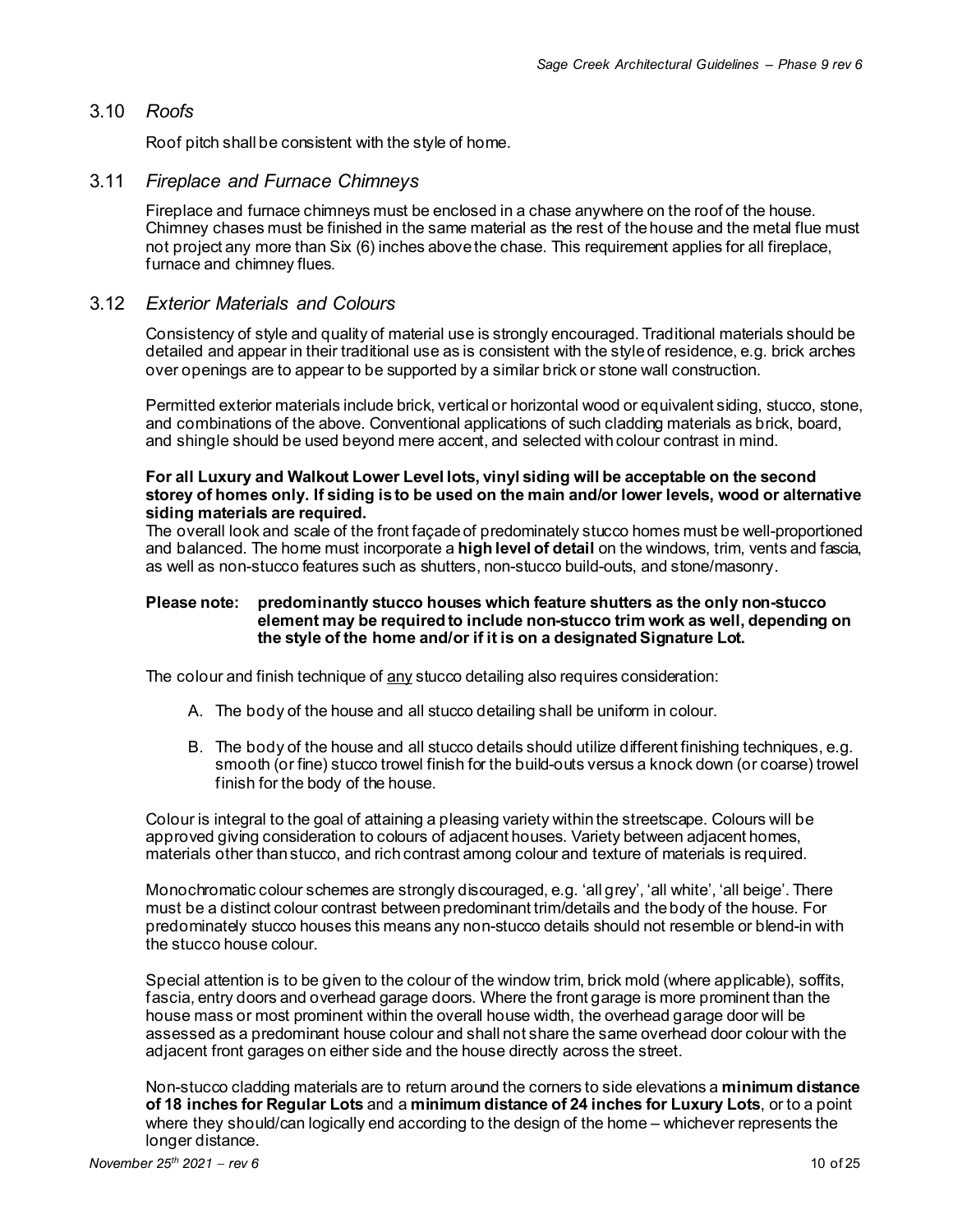## 3.10 *Roofs*

Roof pitch shall be consistent with the style of home.

## 3.11 *Fireplace and Furnace Chimneys*

Fireplace and furnace chimneys must be enclosed in a chase anywhere on the roof of the house. Chimney chases must be finished in the same material as the rest of the house and the metal flue must not project any more than Six (6) inches above the chase. This requirement applies for all fireplace, furnace and chimney flues.

## 3.12 *Exterior Materials and Colours*

Consistency of style and quality of material use is strongly encouraged. Traditional materials should be detailed and appear in their traditional use as is consistent with the style of residence, e.g. brick arches over openings are to appear to be supported by a similar brick or stone wall construction.

Permitted exterior materials include brick, vertical or horizontal wood or equivalent siding, stucco, stone, and combinations of the above. Conventional applications of such cladding materials as brick, board, and shingle should be used beyond mere accent, and selected with colour contrast in mind.

**For all Luxury and Walkout Lower Level lots, vinyl siding will be acceptable on the second storey of homes only. If siding is to be used on the main and/or lower levels, wood or alternative siding materials are required.**

The overall look and scale of the front façade of predominately stucco homes must be well-proportioned and balanced. The home must incorporate a **high level of detail** on the windows, trim, vents and fascia, as well as non-stucco features such as shutters, non-stucco build-outs, and stone/masonry.

**Please note: predominantly stucco houses which feature shutters as the only non-stucco element may be required to include non-stucco trim work as well, depending on the style of the home and/or if it is on a designated Signature Lot.**

The colour and finish technique of <u>any</u> stucco detailing also requires consideration:

A. The body of the house and all stucco detailing shall be uniform in colour.

B. The body of the house and all stucco details should utilize different finishing techniques, e.g. smooth (or fine) stucco trowel finish for the build-outs versus a knock down (or coarse) trowel finish for the body of the house.

Colour is integral to the goal of attaining a pleasing variety within the streetscape. Colours will be approved giving consideration to colours of adjacent houses. Variety between adjacent homes, materials other than stucco, and rich contrast among colour and texture of materials is required.

Monochromatic colour schemes are strongly discouraged, e.g. 'all grey', 'all white', 'all beige'. There must be a distinct colour contrast between predominant trim/details and the body of the house. For predominately stucco houses this means any non-stucco details should not resemble or blend-in with the stucco house colour.

Special attention is to be given to the colour of the window trim, brick mold (where applicable), soffits, fascia, entry doors and overhead garage doors. Where the front garage is more prominent than the house mass or most prominent within the overall house width, the overhead garage door will be assessed as a predominant house colour and shall not share the same overhead door colour with the adjacent front garages on either side and the house directly across the street.

Non-stucco cladding materials are to return around the corners to side elevations a **minimum distance of 18 inches for Regular Lots** and a **minimum distance of 24 inches for Luxury Lots**, or to a point where they should/can logically end according to the design of the home – whichever represents the longer distance.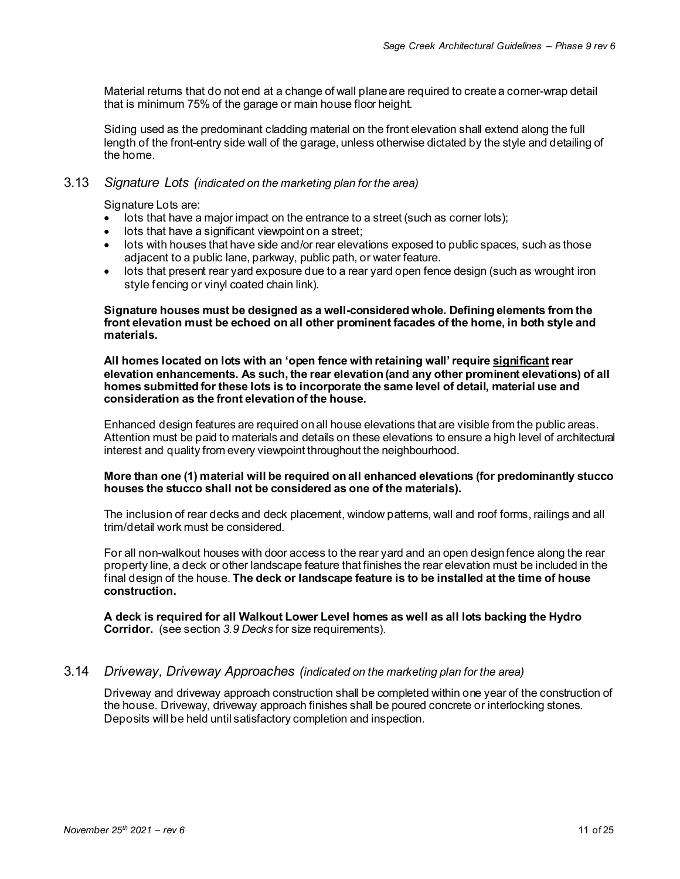Material returns that do not end at a change of wall plane are required to create a corner-wrap detail that is minimum 75% of the garage or main house floor height.

Siding used as the predominant cladding material on the front elevation shall extend along the full length of the front-entry side wall of the garage, unless otherwise dictated by the style and detailing of the home.

## 3.13 *Signature Lots (indicated on the marketing plan for the area)*

Signature Lots are:

- lots that have a major impact on the entrance to a street (such as corner lots);
- lots that have a significant viewpoint on a street;
- lots with houses that have side and/or rear elevations exposed to public spaces, such as those adjacent to a public lane, parkway, public path, or water feature.
- lots that present rear yard exposure due to a rear yard open fence design (such as wrought iron style fencing or vinyl coated chain link).

**Signature houses must be designed as a well-considered whole. Defining elements from the front elevation must be echoed on all other prominent facades of the home, in both style and materials.**

**All homes located on lots with an 'open fence with retaining wall' require <u>significant</u> rear elevation enhancements. As such, the rear elevation (and any other prominent elevations) of all homes submitted for these lots is to incorporate the same level of detail, material use and consideration as the front elevation of the house.**

Enhanced design features are required on all house elevations that are visible from the public areas. Attention must be paid to materials and details on these elevations to ensure a high level of architectural interest and quality from every viewpoint throughout the neighbourhood.

**More than one (1) material will be required on all enhanced elevations (for predominantly stucco houses the stucco shall not be considered as one of the materials).**

The inclusion of rear decks and deck placement, window patterns, wall and roof forms, railings and all trim/detail work must be considered.

For all non-walkout houses with door access to the rear yard and an open design fence along the rear property line, a deck or other landscape feature that finishes the rear elevation must be included in the final design of the house. **The deck or landscape feature is to be installed at the time of house construction.**

**A deck is required for all Walkout Lower Level homes as well as all lots backing the Hydro Corridor.** (see section *3.9 Decks* for size requirements).

## 3.14 *Driveway, Driveway Approaches (indicated on the marketing plan for the area)*

Driveway and driveway approach construction shall be completed within one year of the construction of the house. Driveway, driveway approach finishes shall be poured concrete or interlocking stones. Deposits will be held until satisfactory completion and inspection.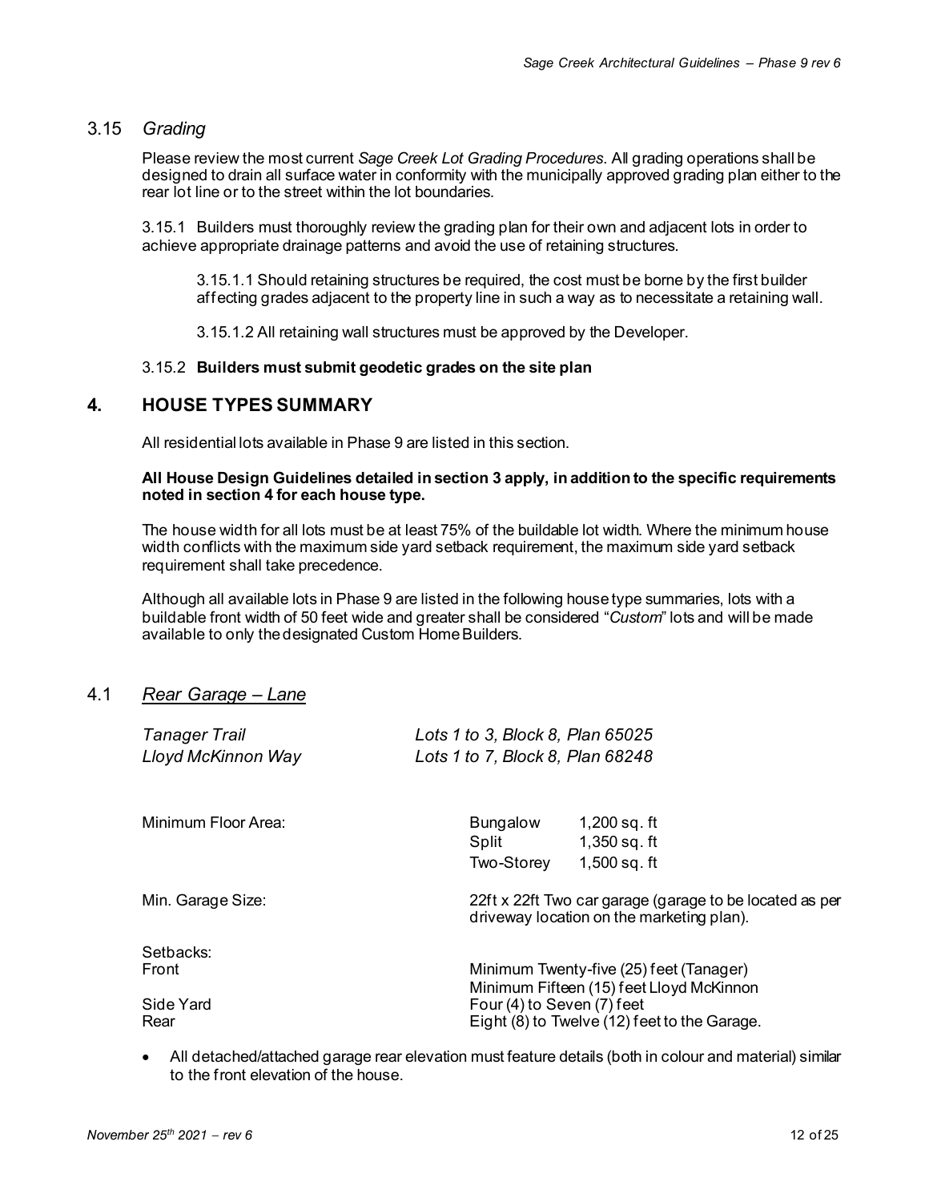### 3.15 *Grading*

Please review the most current *Sage Creek Lot Grading Procedures*. All grading operations shall be designed to drain all surface water in conformity with the municipally approved grading plan either to the rear lot line or to the street within the lot boundaries.

3.15.1 Builders must thoroughly review the grading plan for their own and adjacent lots in order to achieve appropriate drainage patterns and avoid the use of retaining structures.

3.15.1.1 Should retaining structures be required, the cost must be borne by the first builder affecting grades adjacent to the property line in such a way as to necessitate a retaining wall.

3.15.1.2 All retaining wall structures must be approved by the Developer.

3.15.2 **Builders must submit geodetic grades on the site plan**

## 4. HOUSE TYPES SUMMARY

All residential lots available in Phase 9 are listed in this section.

**All House Design Guidelines detailed in section 3 apply, in addition to the specific requirements noted in section 4 for each house type.**

The house width for all lots must be at least 75% of the buildable lot width. Where the minimum house width conflicts with the maximum side yard setback requirement, the maximum side yard setback requirement shall take precedence.

Although all available lots in Phase 9 are listed in the following house type summaries, lots with a buildable front width of 50 feet wide and greater shall be considered "*Custom*" lots and will be made available to only the designated Custom Home Builders.

### 4.1 *Rear Garage – Lane*

*Tanager Trail* — *Lots 1 to 3, Block 8, Plan 65025*
*Lloyd McKinnon Way* — *Lots 1 to 7, Block 8, Plan 68248*

Minimum Floor Area:

| | |
|---|---|
| Bungalow | 1,200 sq. ft |
| Split | 1,350 sq. ft |
| Two-Storey | 1,500 sq. ft |

Min. Garage Size: 22ft x 22ft Two car garage (garage to be located as per driveway location on the marketing plan).

Setbacks:

| | |
|---|---|
| Front | Minimum Twenty-five (25) feet (Tanager)<br>Minimum Fifteen (15) feet Lloyd McKinnon |
| Side Yard | Four (4) to Seven (7) feet |
| Rear | Eight (8) to Twelve (12) feet to the Garage. |

- All detached/attached garage rear elevation must feature details (both in colour and material) similar to the front elevation of the house.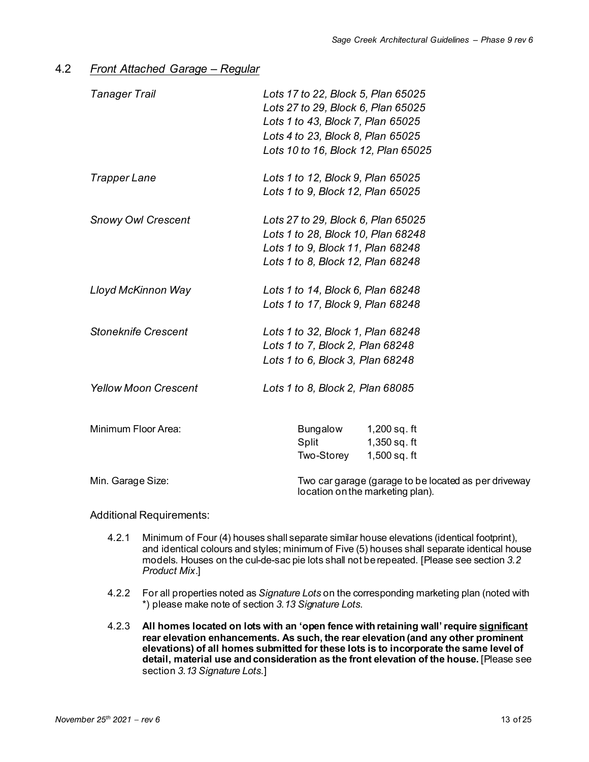## 4.2 *Front Attached Garage – Regular*

| | |
|---|---|
| *Tanager Trail* | *Lots 17 to 22, Block 5, Plan 65025*<br>*Lots 27 to 29, Block 6, Plan 65025*<br>*Lots 1 to 43, Block 7, Plan 65025*<br>*Lots 4 to 23, Block 8, Plan 65025*<br>*Lots 10 to 16, Block 12, Plan 65025* |
| *Trapper Lane* | *Lots 1 to 12, Block 9, Plan 65025*<br>*Lots 1 to 9, Block 12, Plan 65025* |
| *Snowy Owl Crescent* | *Lots 27 to 29, Block 6, Plan 65025*<br>*Lots 1 to 28, Block 10, Plan 68248*<br>*Lots 1 to 9, Block 11, Plan 68248*<br>*Lots 1 to 8, Block 12, Plan 68248* |
| *Lloyd McKinnon Way* | *Lots 1 to 14, Block 6, Plan 68248*<br>*Lots 1 to 17, Block 9, Plan 68248* |
| *Stoneknife Crescent* | *Lots 1 to 32, Block 1, Plan 68248*<br>*Lots 1 to 7, Block 2, Plan 68248*<br>*Lots 1 to 6, Block 3, Plan 68248* |
| *Yellow Moon Crescent* | *Lots 1 to 8, Block 2, Plan 68085* |

| | | |
|---|---|---|
| Minimum Floor Area: | Bungalow | 1,200 sq. ft |
| | Split | 1,350 sq. ft |
| | Two-Storey | 1,500 sq. ft |

Min. Garage Size: Two car garage (garage to be located as per driveway location on the marketing plan).

Additional Requirements:

4.2.1 Minimum of Four (4) houses shall separate similar house elevations (identical footprint), and identical colours and styles; minimum of Five (5) houses shall separate identical house models. Houses on the cul-de-sac pie lots shall not be repeated. [Please see section *3.2 Product Mix*.]

4.2.2 For all properties noted as *Signature Lots* on the corresponding marketing plan (noted with *) please make note of section *3.13 Signature Lots*.

4.2.3 **All homes located on lots with an 'open fence with retaining wall' require <u>significant</u> rear elevation enhancements. As such, the rear elevation (and any other prominent elevations) of all homes submitted for these lots is to incorporate the same level of detail, material use and consideration as the front elevation of the house.** [Please see section *3.13 Signature Lots*.]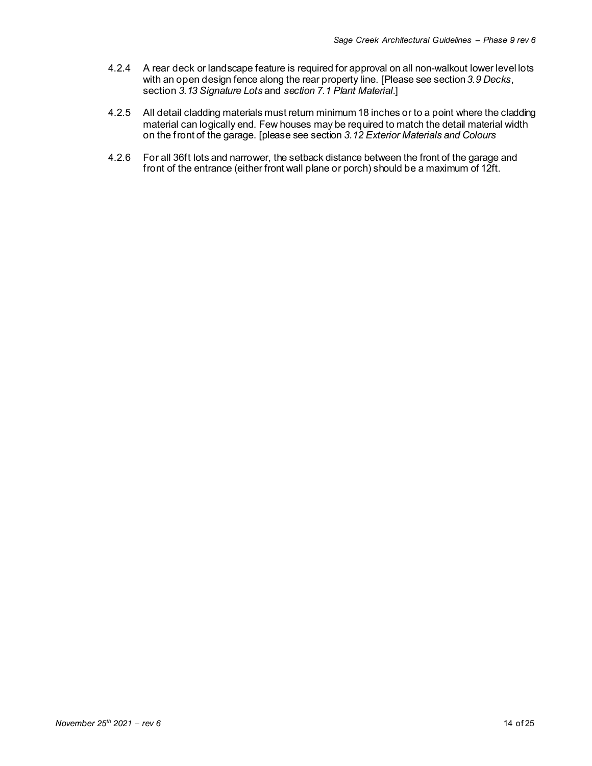4.2.4 A rear deck or landscape feature is required for approval on all non-walkout lower level lots with an open design fence along the rear property line. [Please see section *3.9 Decks*, section *3.13 Signature Lots* and *section 7.1 Plant Material*.]

4.2.5 All detail cladding materials must return minimum 18 inches or to a point where the cladding material can logically end. Few houses may be required to match the detail material width on the front of the garage. [please see section *3.12 Exterior Materials and Colours*

4.2.6 For all 36ft lots and narrower, the setback distance between the front of the garage and front of the entrance (either front wall plane or porch) should be a maximum of 12ft.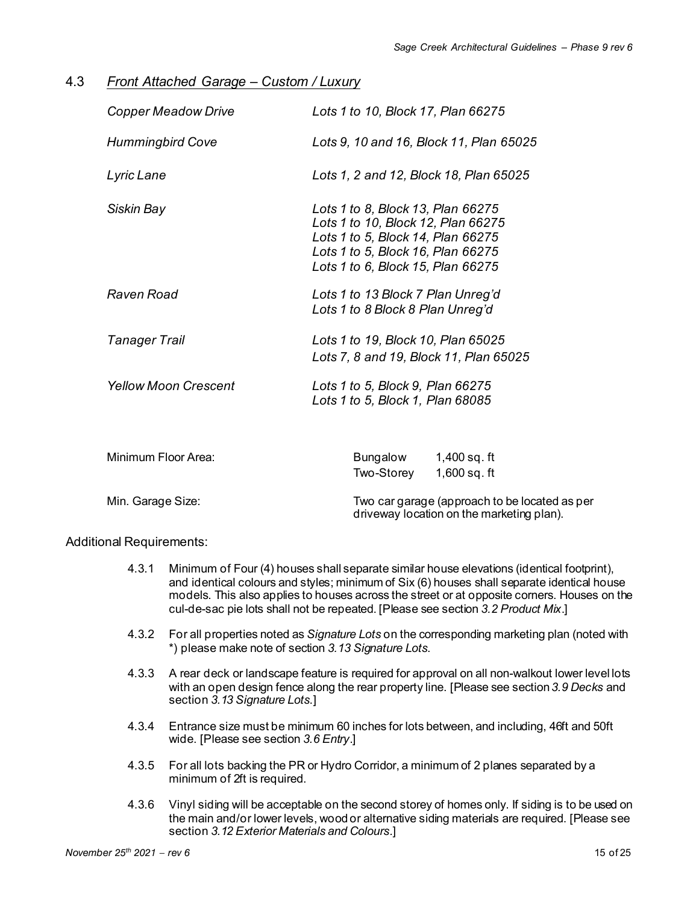## 4.3 *Front Attached Garage – Custom / Luxury*

| | |
|---|---|
| *Copper Meadow Drive* | *Lots 1 to 10, Block 17, Plan 66275* |
| *Hummingbird Cove* | *Lots 9, 10 and 16, Block 11, Plan 65025* |
| *Lyric Lane* | *Lots 1, 2 and 12, Block 18, Plan 65025* |
| *Siskin Bay* | *Lots 1 to 8, Block 13, Plan 66275*<br>*Lots 1 to 10, Block 12, Plan 66275*<br>*Lots 1 to 5, Block 14, Plan 66275*<br>*Lots 1 to 5, Block 16, Plan 66275*<br>*Lots 1 to 6, Block 15, Plan 66275* |
| *Raven Road* | *Lots 1 to 13 Block 7 Plan Unreg'd*<br>*Lots 1 to 8 Block 8 Plan Unreg'd* |
| *Tanager Trail* | *Lots 1 to 19, Block 10, Plan 65025*<br>*Lots 7, 8 and 19, Block 11, Plan 65025* |
| *Yellow Moon Crescent* | *Lots 1 to 5, Block 9, Plan 66275*<br>*Lots 1 to 5, Block 1, Plan 68085* |

| | | |
|---|---|---|
| Minimum Floor Area: | Bungalow | 1,400 sq. ft |
| | Two-Storey | 1,600 sq. ft |
| Min. Garage Size: | Two car garage (approach to be located as per driveway location on the marketing plan). | |

Additional Requirements:

4.3.1 Minimum of Four (4) houses shall separate similar house elevations (identical footprint), and identical colours and styles; minimum of Six (6) houses shall separate identical house models. This also applies to houses across the street or at opposite corners. Houses on the cul-de-sac pie lots shall not be repeated. [Please see section *3.2 Product Mix*.]

4.3.2 For all properties noted as *Signature Lots* on the corresponding marketing plan (noted with *) please make note of section *3.13 Signature Lots*.

4.3.3 A rear deck or landscape feature is required for approval on all non-walkout lower level lots with an open design fence along the rear property line. [Please see section *3.9 Decks* and section *3.13 Signature Lots*.]

4.3.4 Entrance size must be minimum 60 inches for lots between, and including, 46ft and 50ft wide. [Please see section *3.6 Entry*.]

4.3.5 For all lots backing the PR or Hydro Corridor, a minimum of 2 planes separated by a minimum of 2ft is required.

4.3.6 Vinyl siding will be acceptable on the second storey of homes only. If siding is to be used on the main and/or lower levels, wood or alternative siding materials are required. [Please see section *3.12 Exterior Materials and Colours*.]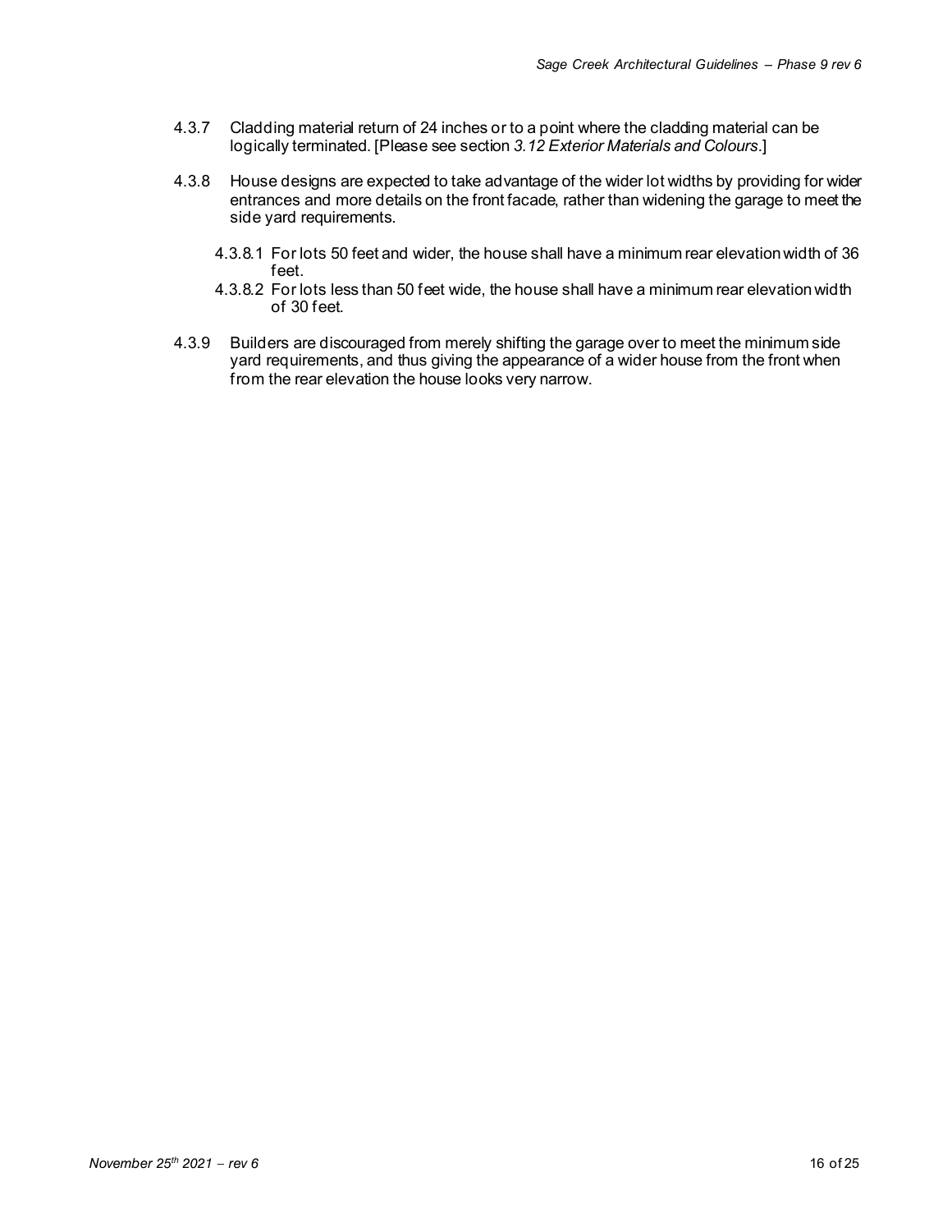4.3.7 Cladding material return of 24 inches or to a point where the cladding material can be logically terminated. [Please see section *3.12 Exterior Materials and Colours*.]

4.3.8 House designs are expected to take advantage of the wider lot widths by providing for wider entrances and more details on the front facade, rather than widening the garage to meet the side yard requirements.

   4.3.8.1 For lots 50 feet and wider, the house shall have a minimum rear elevation width of 36 feet.

   4.3.8.2 For lots less than 50 feet wide, the house shall have a minimum rear elevation width of 30 feet.

4.3.9 Builders are discouraged from merely shifting the garage over to meet the minimum side yard requirements, and thus giving the appearance of a wider house from the front when from the rear elevation the house looks very narrow.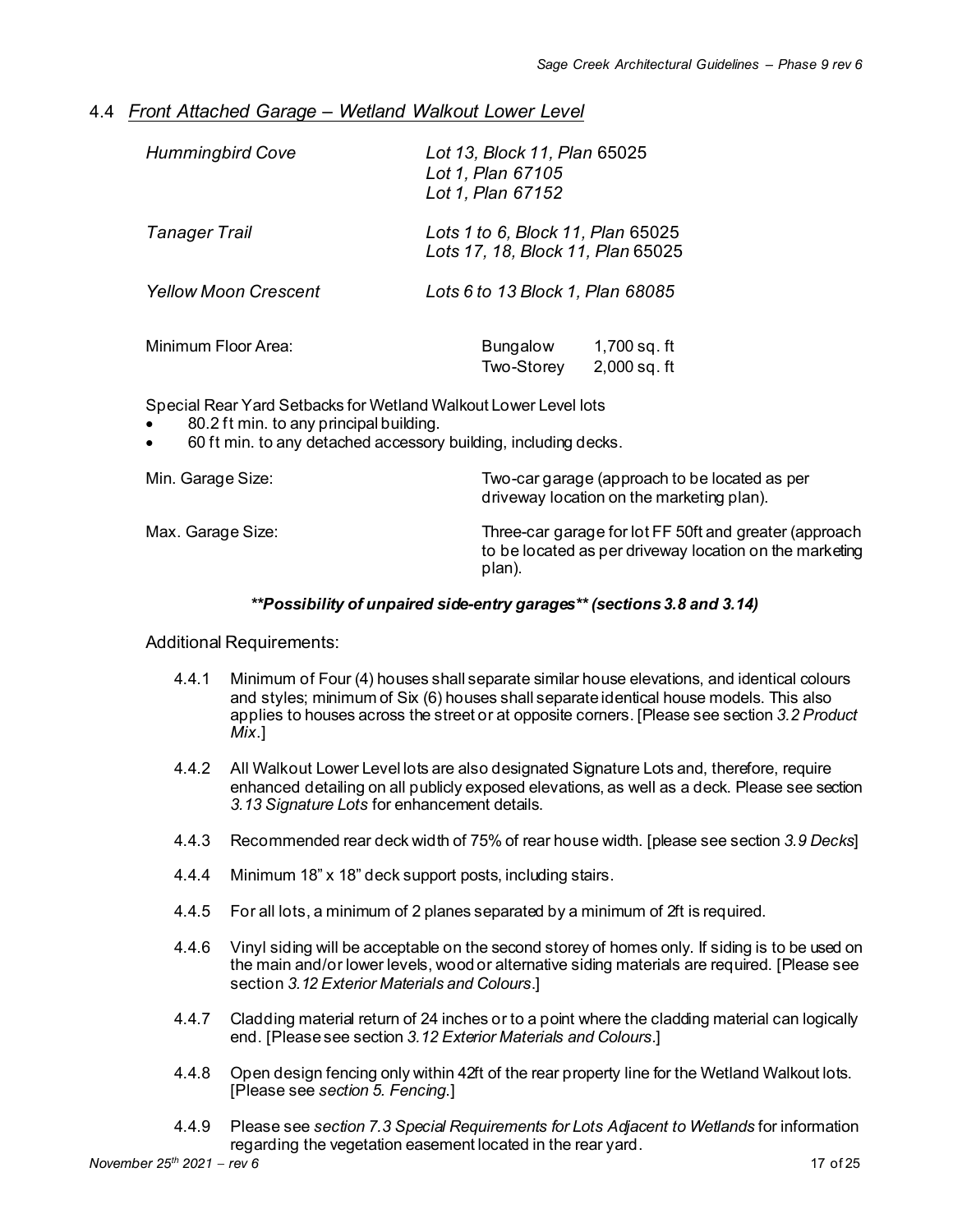## 4.4 *Front Attached Garage – Wetland Walkout Lower Level*

| | |
|---|---|
| *Hummingbird Cove* | *Lot 13, Block 11, Plan* 65025<br>*Lot 1, Plan 67105*<br>*Lot 1, Plan 67152* |
| *Tanager Trail* | *Lots 1 to 6, Block 11, Plan* 65025<br>*Lots 17, 18, Block 11, Plan* 65025 |
| *Yellow Moon Crescent* | *Lots 6 to 13 Block 1, Plan 68085* |

| | | |
|---|---|---|
| Minimum Floor Area: | Bungalow | 1,700 sq. ft |
| | Two-Storey | 2,000 sq. ft |

Special Rear Yard Setbacks for Wetland Walkout Lower Level lots

- 80.2 ft min. to any principal building.
- 60 ft min. to any detached accessory building, including decks.

| | |
|---|---|
| Min. Garage Size: | Two-car garage (approach to be located as per driveway location on the marketing plan). |
| Max. Garage Size: | Three-car garage for lot FF 50ft and greater (approach to be located as per driveway location on the marketing plan). |

***\*\*Possibility of unpaired side-entry garages\*\* (sections 3.8 and 3.14)***

Additional Requirements:

4.4.1 Minimum of Four (4) houses shall separate similar house elevations, and identical colours and styles; minimum of Six (6) houses shall separate identical house models. This also applies to houses across the street or at opposite corners. [Please see section *3.2 Product Mix*.]

4.4.2 All Walkout Lower Level lots are also designated Signature Lots and, therefore, require enhanced detailing on all publicly exposed elevations, as well as a deck. Please see section *3.13 Signature Lots* for enhancement details.

4.4.3 Recommended rear deck width of 75% of rear house width. [please see section *3.9 Decks*]

4.4.4 Minimum 18" x 18" deck support posts, including stairs.

4.4.5 For all lots, a minimum of 2 planes separated by a minimum of 2ft is required.

4.4.6 Vinyl siding will be acceptable on the second storey of homes only. If siding is to be used on the main and/or lower levels, wood or alternative siding materials are required. [Please see section *3.12 Exterior Materials and Colours*.]

4.4.7 Cladding material return of 24 inches or to a point where the cladding material can logically end. [Please see section *3.12 Exterior Materials and Colours*.]

4.4.8 Open design fencing only within 42ft of the rear property line for the Wetland Walkout lots. [Please see *section 5. Fencing*.]

4.4.9 Please see *section 7.3 Special Requirements for Lots Adjacent to Wetlands* for information regarding the vegetation easement located in the rear yard.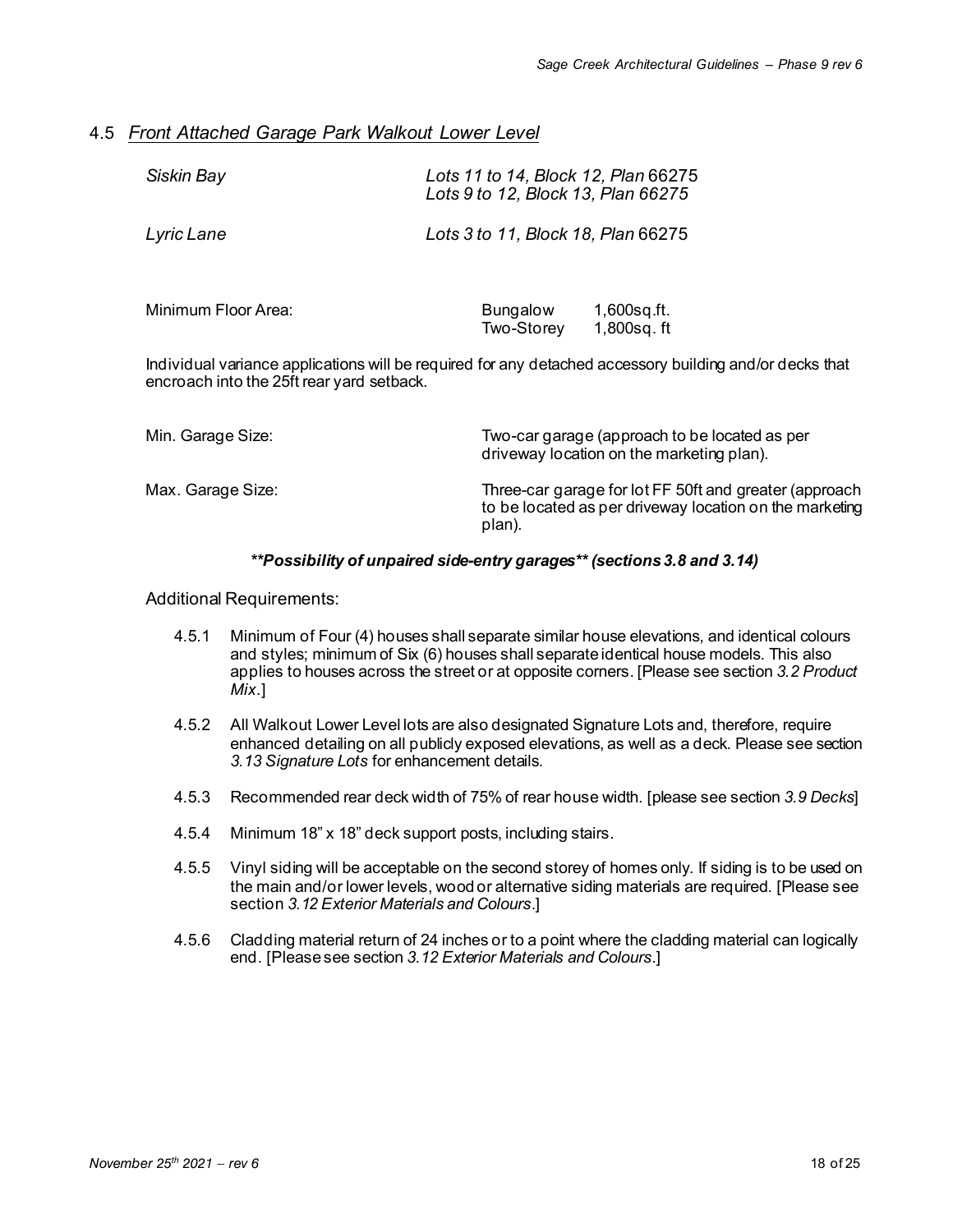## 4.5 *Front Attached Garage Park Walkout Lower Level*

| | |
|---|---|
| *Siskin Bay* | *Lots 11 to 14, Block 12, Plan* 66275<br>*Lots 9 to 12, Block 13, Plan 66275* |
| *Lyric Lane* | *Lots 3 to 11, Block 18, Plan* 66275 |

| | | |
|---|---|---|
| Minimum Floor Area: | Bungalow | 1,600sq.ft. |
| | Two-Storey | 1,800sq. ft |

Individual variance applications will be required for any detached accessory building and/or decks that encroach into the 25ft rear yard setback.

| | |
|---|---|
| Min. Garage Size: | Two-car garage (approach to be located as per driveway location on the marketing plan). |
| Max. Garage Size: | Three-car garage for lot FF 50ft and greater (approach to be located as per driveway location on the marketing plan). |

***\*\*Possibility of unpaired side-entry garages\*\* (sections 3.8 and 3.14)***

Additional Requirements:

4.5.1 Minimum of Four (4) houses shall separate similar house elevations, and identical colours and styles; minimum of Six (6) houses shall separate identical house models. This also applies to houses across the street or at opposite corners. [Please see section *3.2 Product Mix*.]

4.5.2 All Walkout Lower Level lots are also designated Signature Lots and, therefore, require enhanced detailing on all publicly exposed elevations, as well as a deck. Please see section *3.13 Signature Lots* for enhancement details.

4.5.3 Recommended rear deck width of 75% of rear house width. [please see section *3.9 Decks*]

4.5.4 Minimum 18" x 18" deck support posts, including stairs.

4.5.5 Vinyl siding will be acceptable on the second storey of homes only. If siding is to be used on the main and/or lower levels, wood or alternative siding materials are required. [Please see section *3.12 Exterior Materials and Colours*.]

4.5.6 Cladding material return of 24 inches or to a point where the cladding material can logically end. [Please see section *3.12 Exterior Materials and Colours*.]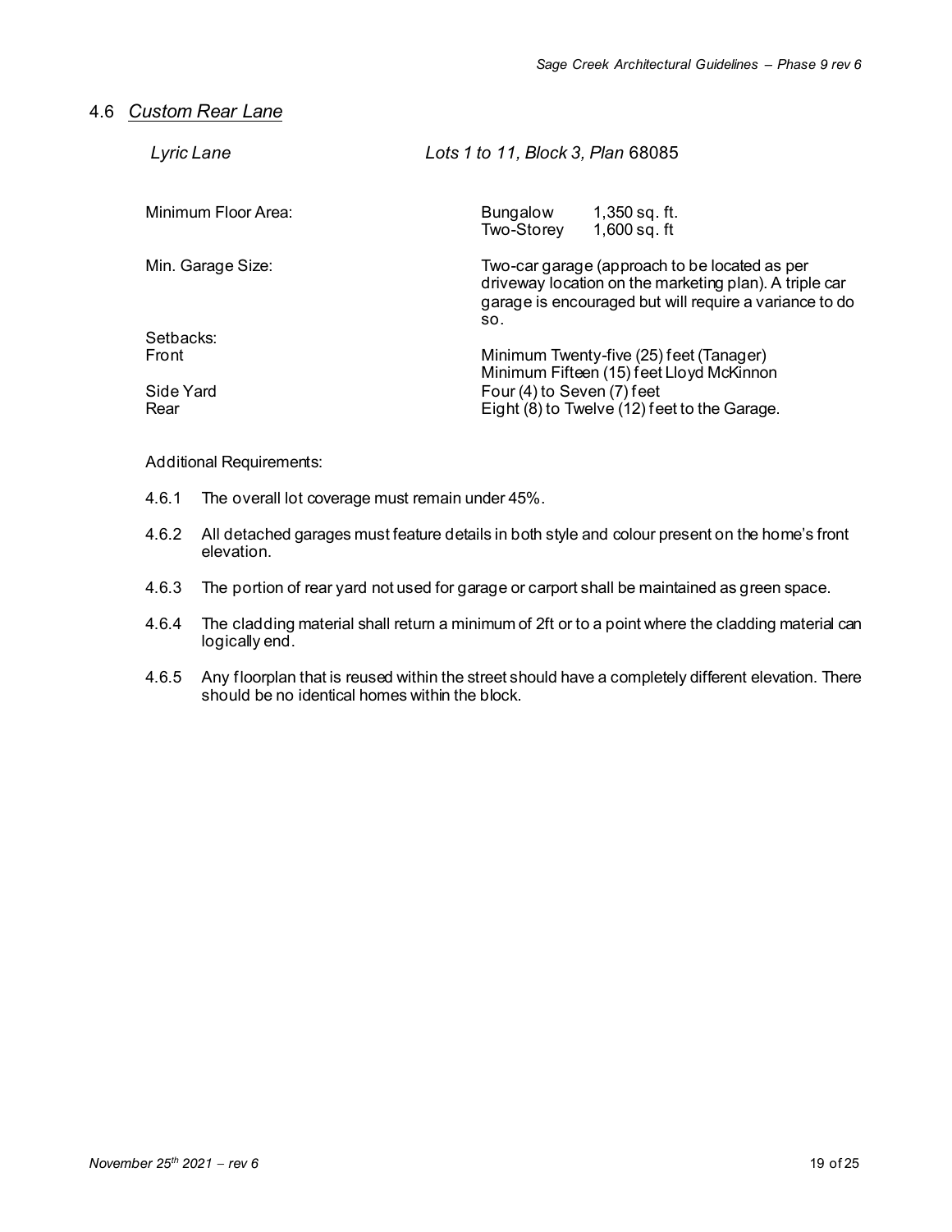## 4.6 *Custom Rear Lane*

| *Lyric Lane* | *Lots 1 to 11, Block 3, Plan* 68085 |
|---|---|
| Minimum Floor Area: | Bungalow 1,350 sq. ft.<br>Two-Storey 1,600 sq. ft |
| Min. Garage Size: | Two-car garage (approach to be located as per driveway location on the marketing plan). A triple car garage is encouraged but will require a variance to do so. |
| Setbacks: | |
| Front | Minimum Twenty-five (25) feet (Tanager)<br>Minimum Fifteen (15) feet Lloyd McKinnon |
| Side Yard | Four (4) to Seven (7) feet |
| Rear | Eight (8) to Twelve (12) feet to the Garage. |

Additional Requirements:

4.6.1 The overall lot coverage must remain under 45%.

4.6.2 All detached garages must feature details in both style and colour present on the home's front elevation.

4.6.3 The portion of rear yard not used for garage or carport shall be maintained as green space.

4.6.4 The cladding material shall return a minimum of 2ft or to a point where the cladding material can logically end.

4.6.5 Any floorplan that is reused within the street should have a completely different elevation. There should be no identical homes within the block.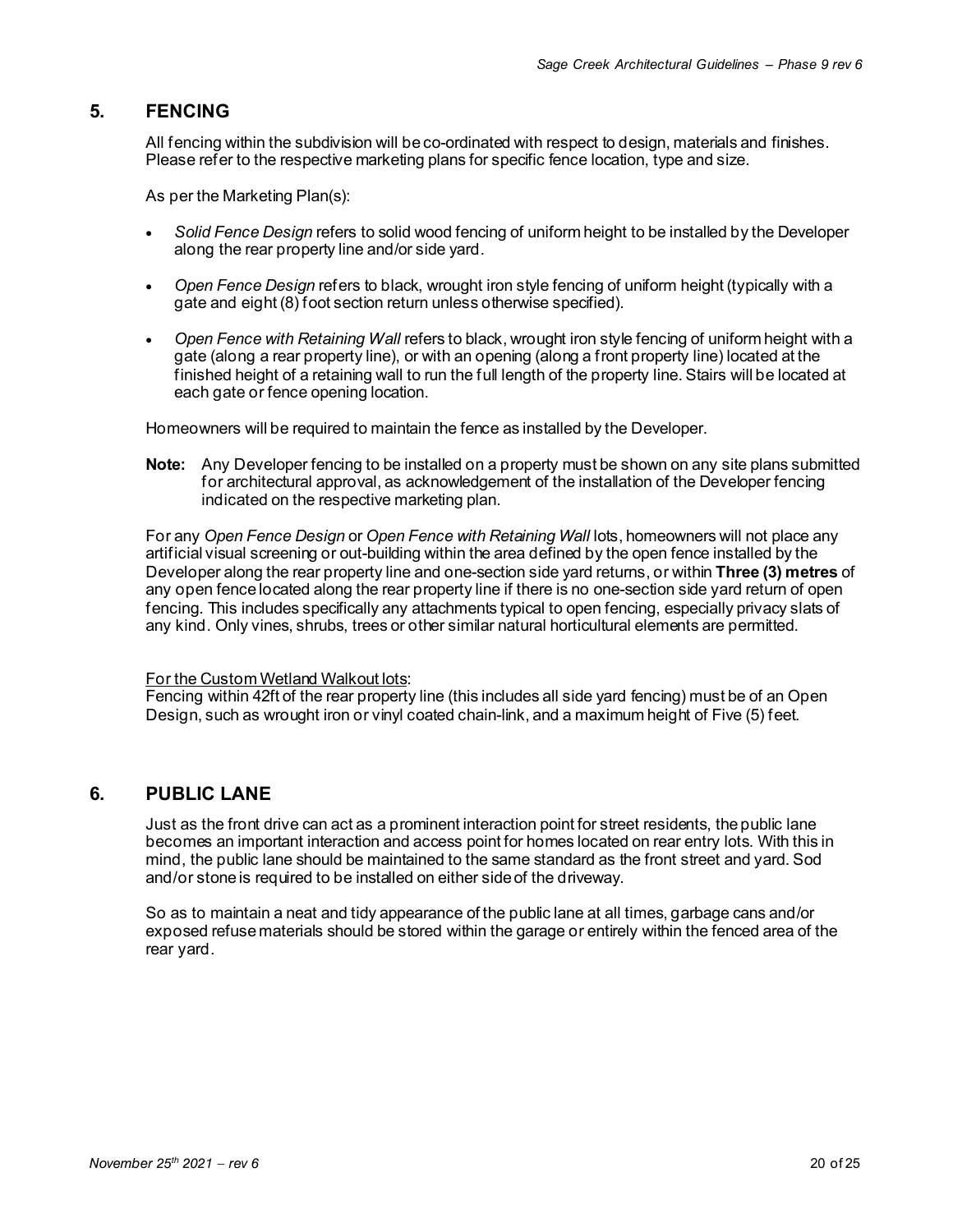## 5. FENCING

All fencing within the subdivision will be co-ordinated with respect to design, materials and finishes. Please refer to the respective marketing plans for specific fence location, type and size.

As per the Marketing Plan(s):

- *Solid Fence Design* refers to solid wood fencing of uniform height to be installed by the Developer along the rear property line and/or side yard.
- *Open Fence Design* refers to black, wrought iron style fencing of uniform height (typically with a gate and eight (8) foot section return unless otherwise specified).
- *Open Fence with Retaining Wall* refers to black, wrought iron style fencing of uniform height with a gate (along a rear property line), or with an opening (along a front property line) located at the finished height of a retaining wall to run the full length of the property line. Stairs will be located at each gate or fence opening location.

Homeowners will be required to maintain the fence as installed by the Developer.

**Note:** Any Developer fencing to be installed on a property must be shown on any site plans submitted for architectural approval, as acknowledgement of the installation of the Developer fencing indicated on the respective marketing plan.

For any *Open Fence Design* or *Open Fence with Retaining Wall* lots, homeowners will not place any artificial visual screening or out-building within the area defined by the open fence installed by the Developer along the rear property line and one-section side yard returns, or within **Three (3) metres** of any open fence located along the rear property line if there is no one-section side yard return of open fencing. This includes specifically any attachments typical to open fencing, especially privacy slats of any kind. Only vines, shrubs, trees or other similar natural horticultural elements are permitted.

<u>For the Custom Wetland Walkout lots</u>:
Fencing within 42ft of the rear property line (this includes all side yard fencing) must be of an Open Design, such as wrought iron or vinyl coated chain-link, and a maximum height of Five (5) feet.

## 6. PUBLIC LANE

Just as the front drive can act as a prominent interaction point for street residents, the public lane becomes an important interaction and access point for homes located on rear entry lots. With this in mind, the public lane should be maintained to the same standard as the front street and yard. Sod and/or stone is required to be installed on either side of the driveway.

So as to maintain a neat and tidy appearance of the public lane at all times, garbage cans and/or exposed refuse materials should be stored within the garage or entirely within the fenced area of the rear yard.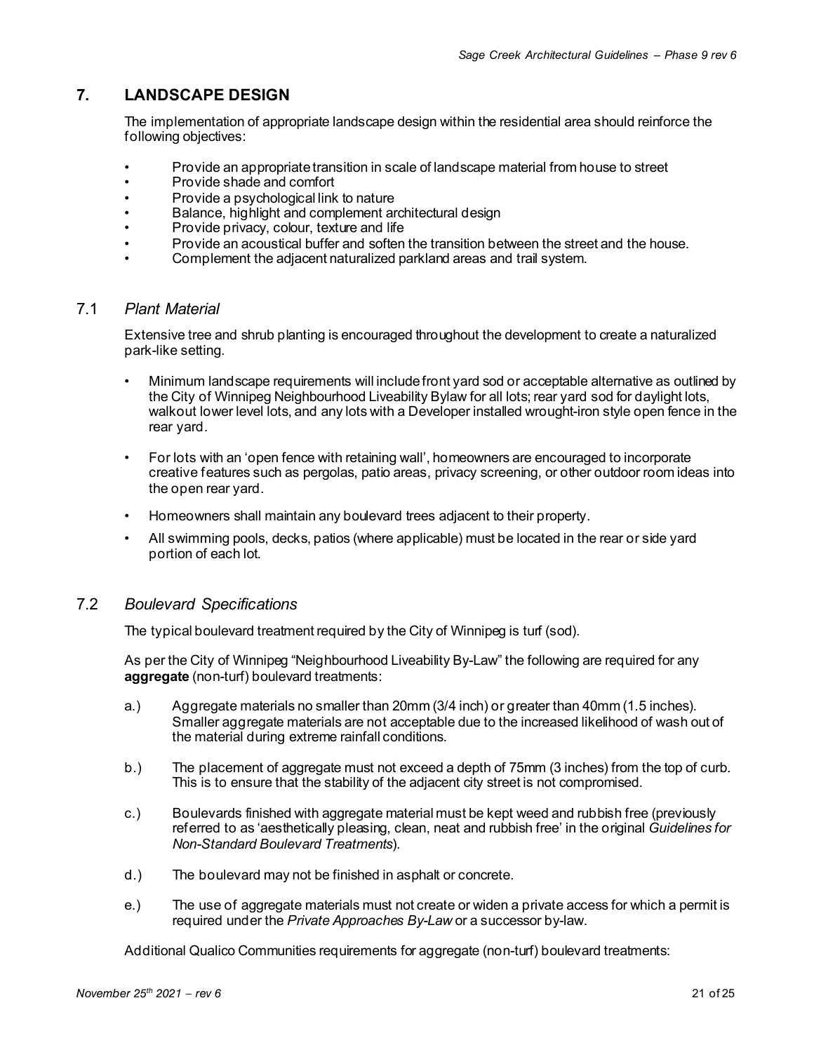## 7. LANDSCAPE DESIGN

The implementation of appropriate landscape design within the residential area should reinforce the following objectives:

- Provide an appropriate transition in scale of landscape material from house to street
- Provide shade and comfort
- Provide a psychological link to nature
- Balance, highlight and complement architectural design
- Provide privacy, colour, texture and life
- Provide an acoustical buffer and soften the transition between the street and the house.
- Complement the adjacent naturalized parkland areas and trail system.

### 7.1 *Plant Material*

Extensive tree and shrub planting is encouraged throughout the development to create a naturalized park-like setting.

- Minimum landscape requirements will include front yard sod or acceptable alternative as outlined by the City of Winnipeg Neighbourhood Liveability Bylaw for all lots; rear yard sod for daylight lots, walkout lower level lots, and any lots with a Developer installed wrought-iron style open fence in the rear yard.
- For lots with an 'open fence with retaining wall', homeowners are encouraged to incorporate creative features such as pergolas, patio areas, privacy screening, or other outdoor room ideas into the open rear yard.
- Homeowners shall maintain any boulevard trees adjacent to their property.
- All swimming pools, decks, patios (where applicable) must be located in the rear or side yard portion of each lot.

### 7.2 *Boulevard Specifications*

The typical boulevard treatment required by the City of Winnipeg is turf (sod).

As per the City of Winnipeg "Neighbourhood Liveability By-Law" the following are required for any **aggregate** (non-turf) boulevard treatments:

a.) Aggregate materials no smaller than 20mm (3/4 inch) or greater than 40mm (1.5 inches). Smaller aggregate materials are not acceptable due to the increased likelihood of wash out of the material during extreme rainfall conditions.

b.) The placement of aggregate must not exceed a depth of 75mm (3 inches) from the top of curb. This is to ensure that the stability of the adjacent city street is not compromised.

c.) Boulevards finished with aggregate material must be kept weed and rubbish free (previously referred to as 'aesthetically pleasing, clean, neat and rubbish free' in the original *Guidelines for Non-Standard Boulevard Treatments*).

d.) The boulevard may not be finished in asphalt or concrete.

e.) The use of aggregate materials must not create or widen a private access for which a permit is required under the *Private Approaches By-Law* or a successor by-law.

Additional Qualico Communities requirements for aggregate (non-turf) boulevard treatments: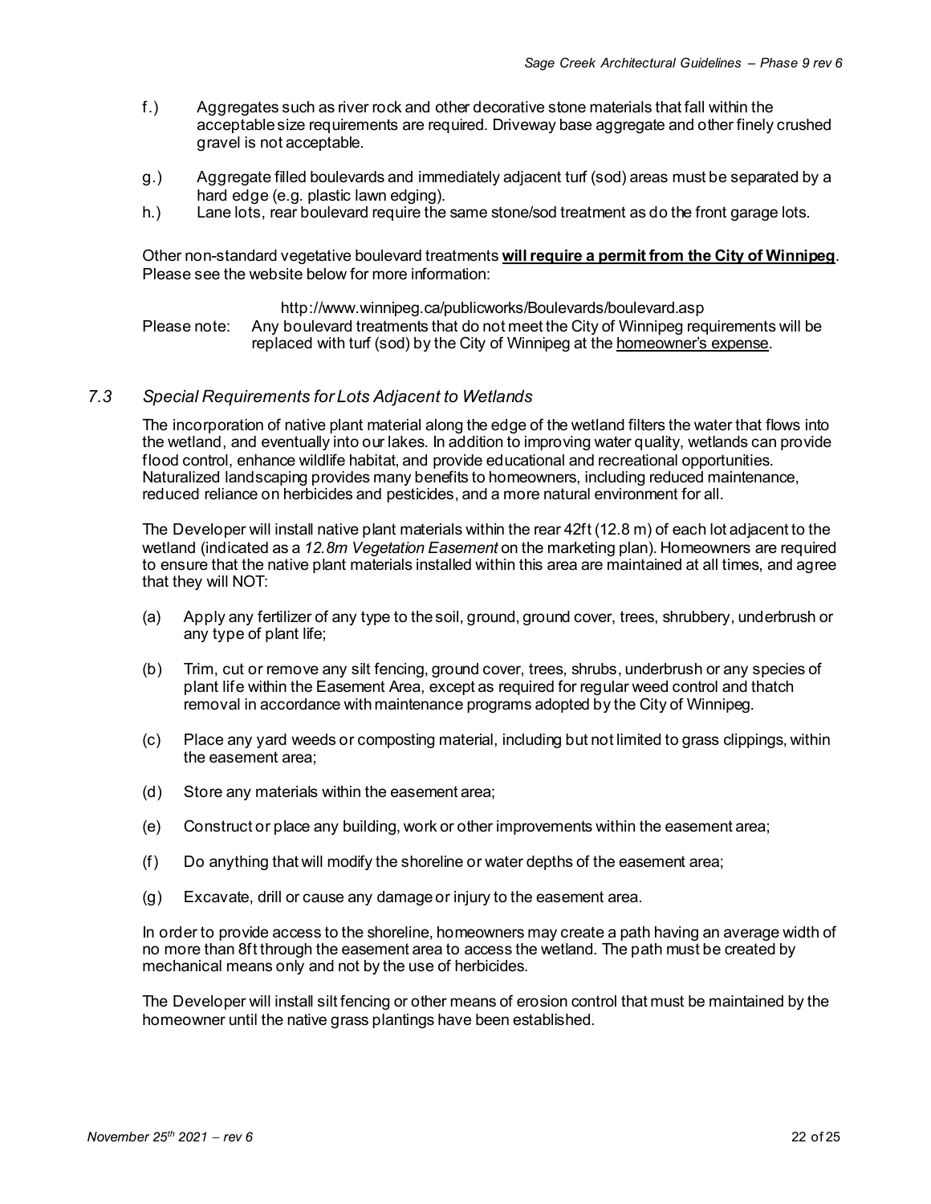f.) Aggregates such as river rock and other decorative stone materials that fall within the acceptable size requirements are required. Driveway base aggregate and other finely crushed gravel is not acceptable.

g.) Aggregate filled boulevards and immediately adjacent turf (sod) areas must be separated by a hard edge (e.g. plastic lawn edging).

h.) Lane lots, rear boulevard require the same stone/sod treatment as do the front garage lots.

Other non-standard vegetative boulevard treatments **will require a permit from the City of Winnipeg**. Please see the website below for more information:

http://www.winnipeg.ca/publicworks/Boulevards/boulevard.asp

Please note: Any boulevard treatments that do not meet the City of Winnipeg requirements will be replaced with turf (sod) by the City of Winnipeg at the homeowner's expense.

### *7.3 Special Requirements for Lots Adjacent to Wetlands*

The incorporation of native plant material along the edge of the wetland filters the water that flows into the wetland, and eventually into our lakes. In addition to improving water quality, wetlands can provide flood control, enhance wildlife habitat, and provide educational and recreational opportunities. Naturalized landscaping provides many benefits to homeowners, including reduced maintenance, reduced reliance on herbicides and pesticides, and a more natural environment for all.

The Developer will install native plant materials within the rear 42ft (12.8 m) of each lot adjacent to the wetland (indicated as a *12.8m Vegetation Easement* on the marketing plan). Homeowners are required to ensure that the native plant materials installed within this area are maintained at all times, and agree that they will NOT:

(a) Apply any fertilizer of any type to the soil, ground, ground cover, trees, shrubbery, underbrush or any type of plant life;

(b) Trim, cut or remove any silt fencing, ground cover, trees, shrubs, underbrush or any species of plant life within the Easement Area, except as required for regular weed control and thatch removal in accordance with maintenance programs adopted by the City of Winnipeg.

(c) Place any yard weeds or composting material, including but not limited to grass clippings, within the easement area;

(d) Store any materials within the easement area;

(e) Construct or place any building, work or other improvements within the easement area;

(f) Do anything that will modify the shoreline or water depths of the easement area;

(g) Excavate, drill or cause any damage or injury to the easement area.

In order to provide access to the shoreline, homeowners may create a path having an average width of no more than 8ft through the easement area to access the wetland. The path must be created by mechanical means only and not by the use of herbicides.

The Developer will install silt fencing or other means of erosion control that must be maintained by the homeowner until the native grass plantings have been established.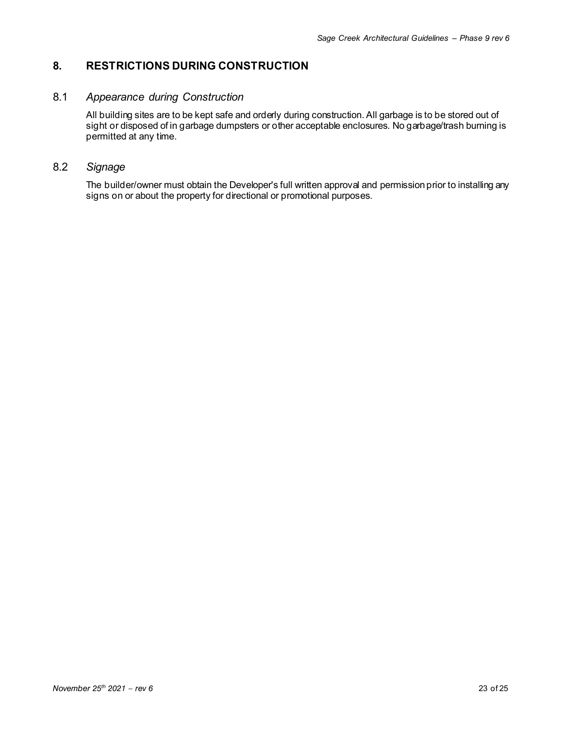## 8. RESTRICTIONS DURING CONSTRUCTION

### 8.1 *Appearance during Construction*

All building sites are to be kept safe and orderly during construction. All garbage is to be stored out of sight or disposed of in garbage dumpsters or other acceptable enclosures. No garbage/trash burning is permitted at any time.

### 8.2 *Signage*

The builder/owner must obtain the Developer's full written approval and permission prior to installing any signs on or about the property for directional or promotional purposes.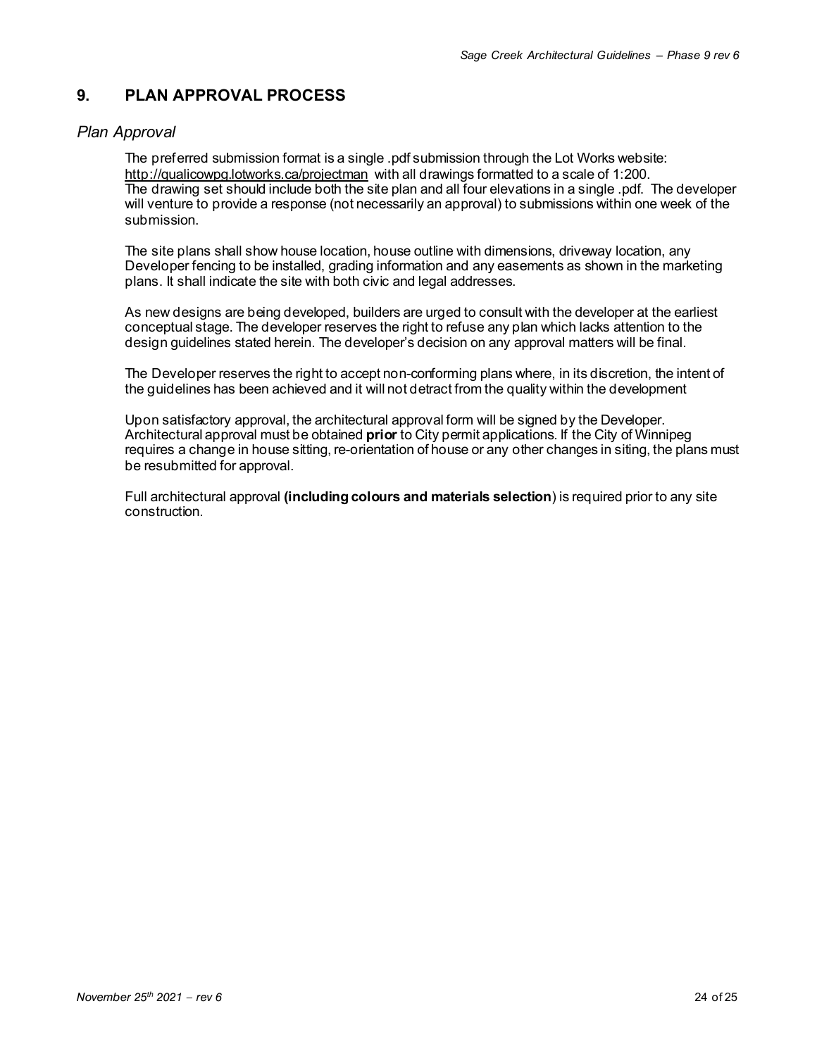## 9. PLAN APPROVAL PROCESS

### *Plan Approval*

The preferred submission format is a single .pdf submission through the Lot Works website: http://qualicowpg.lotworks.ca/projectman with all drawings formatted to a scale of 1:200. The drawing set should include both the site plan and all four elevations in a single .pdf. The developer will venture to provide a response (not necessarily an approval) to submissions within one week of the submission.

The site plans shall show house location, house outline with dimensions, driveway location, any Developer fencing to be installed, grading information and any easements as shown in the marketing plans. It shall indicate the site with both civic and legal addresses.

As new designs are being developed, builders are urged to consult with the developer at the earliest conceptual stage. The developer reserves the right to refuse any plan which lacks attention to the design guidelines stated herein. The developer's decision on any approval matters will be final.

The Developer reserves the right to accept non-conforming plans where, in its discretion, the intent of the guidelines has been achieved and it will not detract from the quality within the development

Upon satisfactory approval, the architectural approval form will be signed by the Developer. Architectural approval must be obtained **prior** to City permit applications. If the City of Winnipeg requires a change in house sitting, re-orientation of house or any other changes in siting, the plans must be resubmitted for approval.

Full architectural approval **(including colours and materials selection**) is required prior to any site construction.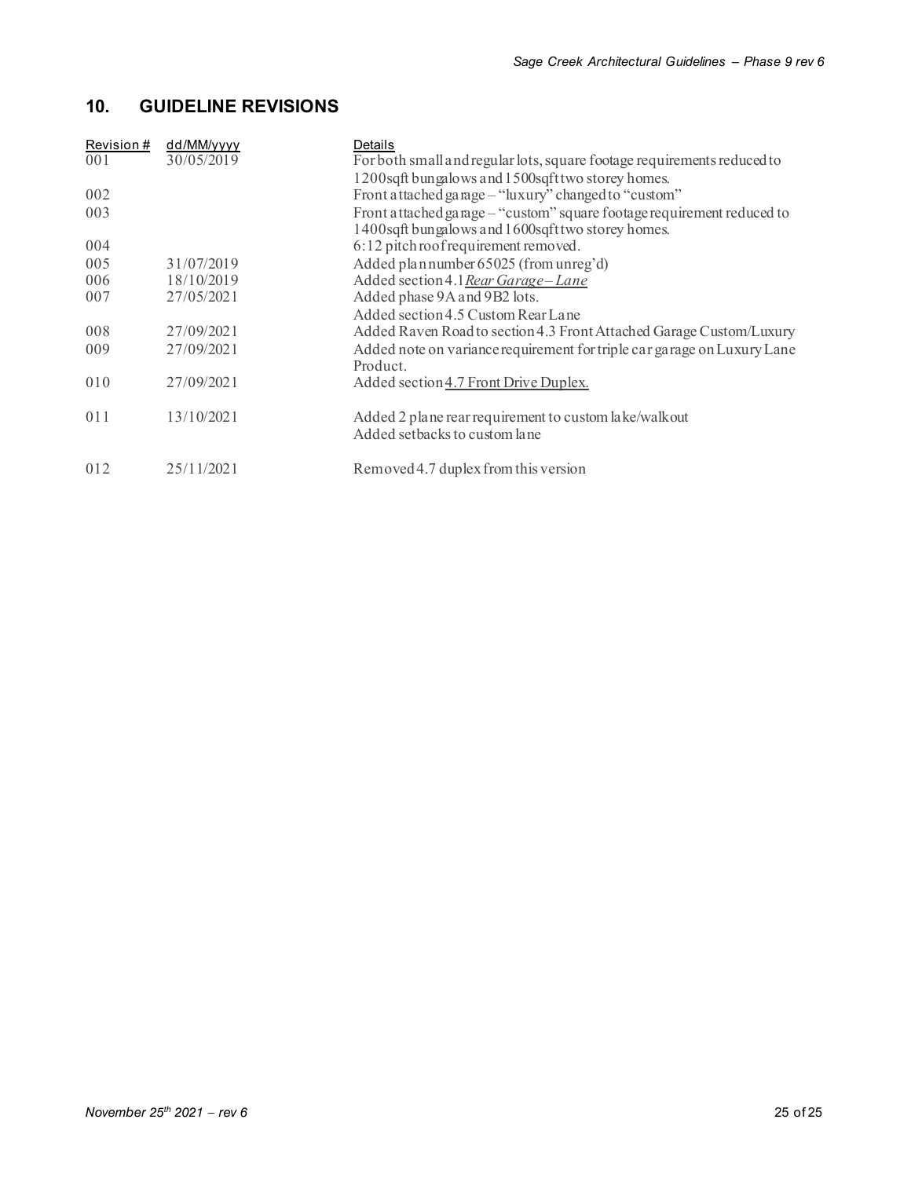## 10. GUIDELINE REVISIONS

| Revision # | dd/MM/yyyy | Details |
|---|---|---|
| 001 | 30/05/2019 | For both small and regular lots, square footage requirements reduced to 1200sqft bungalows and 1500sqft two storey homes. |
| 002 | | Front attached garage – "luxury" changed to "custom" |
| 003 | | Front attached garage – "custom" square footage requirement reduced to 1400sqft bungalows and 1600sqft two storey homes. |
| 004 | | 6:12 pitch roof requirement removed. |
| 005 | 31/07/2019 | Added plan number 65025 (from unreg'd) |
| 006 | 18/10/2019 | Added section 4.1 *Rear Garage – Lane* |
| 007 | 27/05/2021 | Added phase 9A and 9B2 lots. Added section 4.5 Custom Rear Lane |
| 008 | 27/09/2021 | Added Raven Road to section 4.3 Front Attached Garage Custom/Luxury |
| 009 | 27/09/2021 | Added note on variance requirement for triple car garage on Luxury Lane Product. |
| 010 | 27/09/2021 | Added section 4.7 Front Drive Duplex. |
| 011 | 13/10/2021 | Added 2 plane rear requirement to custom lake/walkout<br>Added setbacks to custom lane |
| 012 | 25/11/2021 | Removed 4.7 duplex from this version |